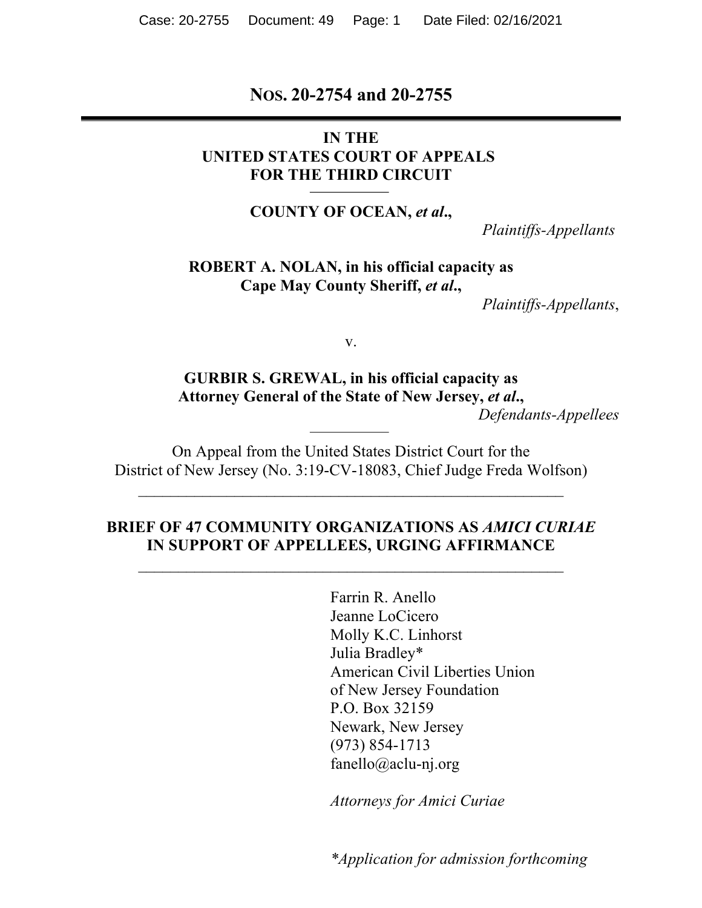**NOS. 20-2754 and 20-2755**

---

**IN THE**
**UNITED STATES COURT OF APPEALS**
**FOR THE THIRD CIRCUIT**

**COUNTY OF OCEAN, *et al*.,**

*Plaintiffs-Appellants*

**ROBERT A. NOLAN, in his official capacity as**
**Cape May County Sheriff, *et al*.,**

*Plaintiffs-Appellants*,

v.

**GURBIR S. GREWAL, in his official capacity as**
**Attorney General of the State of New Jersey, *et al*.,**

*Defendants-Appellees*

On Appeal from the United States District Court for the
District of New Jersey (No. 3:19-CV-18083, Chief Judge Freda Wolfson)

---

**BRIEF OF 47 COMMUNITY ORGANIZATIONS AS *AMICI CURIAE* IN SUPPORT OF APPELLEES, URGING AFFIRMANCE**

---

Farrin R. Anello
Jeanne LoCicero
Molly K.C. Linhorst
Julia Bradley*
American Civil Liberties Union
of New Jersey Foundation
P.O. Box 32159
Newark, New Jersey
(973) 854-1713
fanello@aclu-nj.org

*Attorneys for Amici Curiae*

*\*Application for admission forthcoming*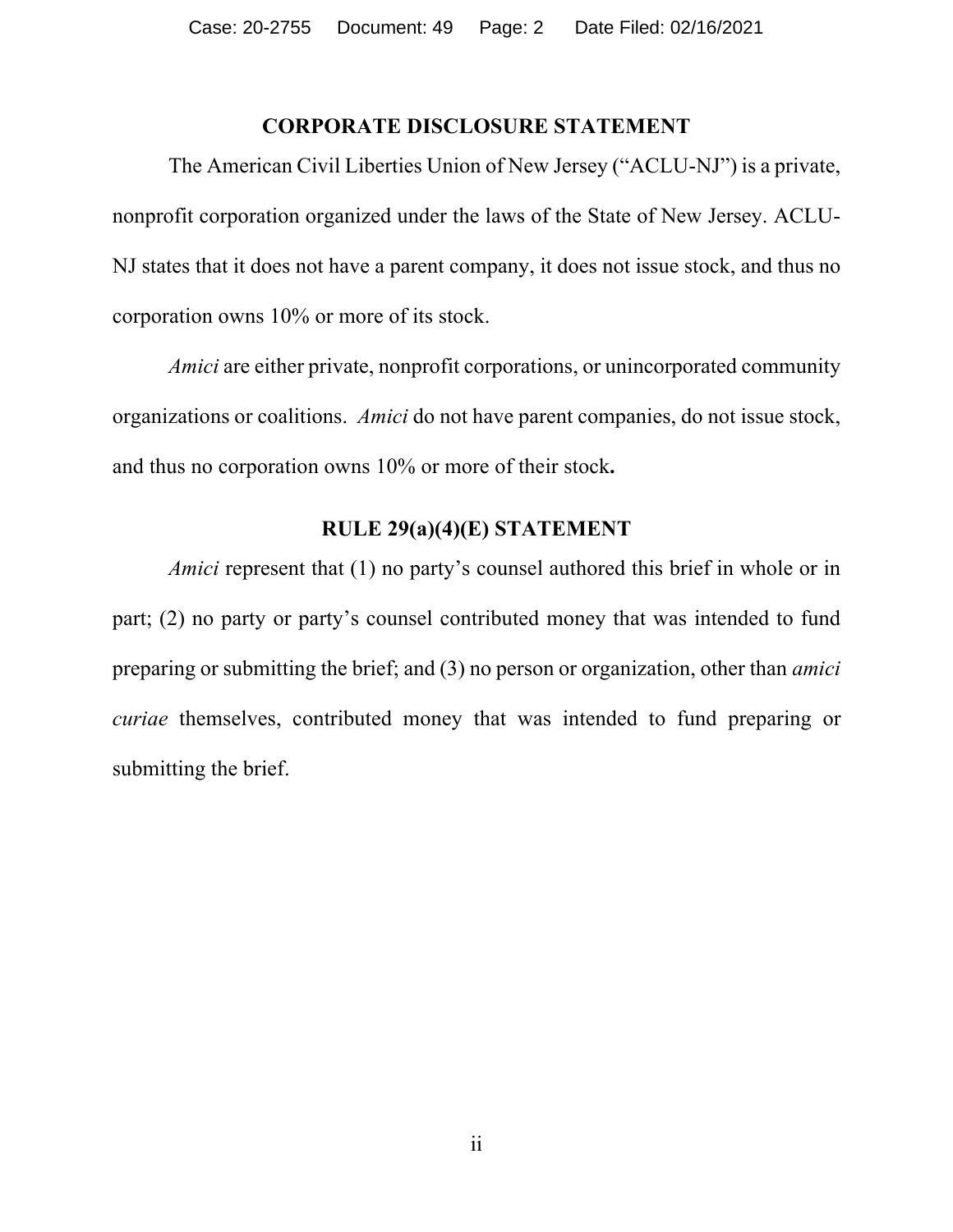## CORPORATE DISCLOSURE STATEMENT

The American Civil Liberties Union of New Jersey ("ACLU-NJ") is a private, nonprofit corporation organized under the laws of the State of New Jersey. ACLU-NJ states that it does not have a parent company, it does not issue stock, and thus no corporation owns 10% or more of its stock.

*Amici* are either private, nonprofit corporations, or unincorporated community organizations or coalitions. *Amici* do not have parent companies, do not issue stock, and thus no corporation owns 10% or more of their stock**.**

## RULE 29(a)(4)(E) STATEMENT

*Amici* represent that (1) no party's counsel authored this brief in whole or in part; (2) no party or party's counsel contributed money that was intended to fund preparing or submitting the brief; and (3) no person or organization, other than *amici curiae* themselves, contributed money that was intended to fund preparing or submitting the brief.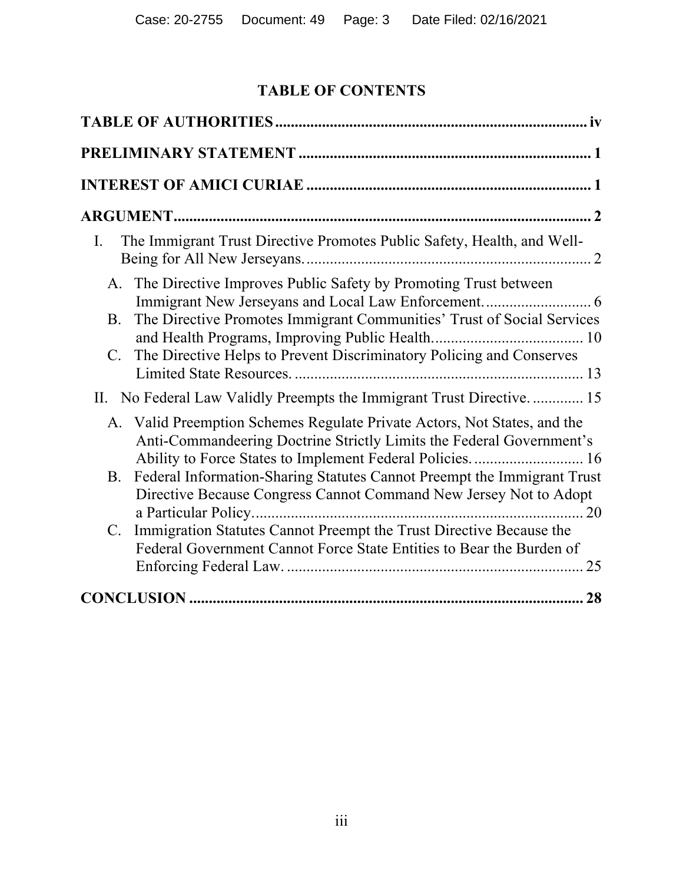# TABLE OF CONTENTS

**TABLE OF AUTHORITIES** ........................................................................ iv

**PRELIMINARY STATEMENT** ........................................................................ 1

**INTEREST OF AMICI CURIAE** ........................................................................ 1

**ARGUMENT** ........................................................................ 2

I. The Immigrant Trust Directive Promotes Public Safety, Health, and Well-Being for All New Jerseyans. ........................................................................ 2

  A. The Directive Improves Public Safety by Promoting Trust between Immigrant New Jerseyans and Local Law Enforcement. ........................... 6

  B. The Directive Promotes Immigrant Communities' Trust of Social Services and Health Programs, Improving Public Health. ........................................ 10

  C. The Directive Helps to Prevent Discriminatory Policing and Conserves Limited State Resources. ........................................................................ 13

II. No Federal Law Validly Preempts the Immigrant Trust Directive. ............. 15

  A. Valid Preemption Schemes Regulate Private Actors, Not States, and the Anti-Commandeering Doctrine Strictly Limits the Federal Government's Ability to Force States to Implement Federal Policies. ............................ 16

  B. Federal Information-Sharing Statutes Cannot Preempt the Immigrant Trust Directive Because Congress Cannot Command New Jersey Not to Adopt a Particular Policy. ........................................................................ 20

  C. Immigration Statutes Cannot Preempt the Trust Directive Because the Federal Government Cannot Force State Entities to Bear the Burden of Enforcing Federal Law. ........................................................................ 25

**CONCLUSION** ........................................................................ 28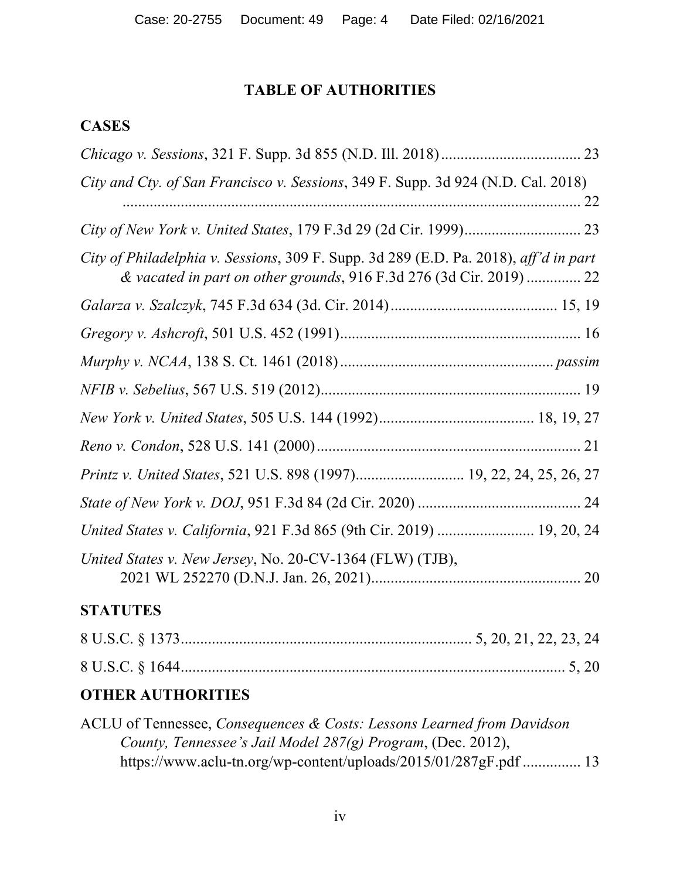## TABLE OF AUTHORITIES

### CASES

*Chicago v. Sessions*, 321 F. Supp. 3d 855 (N.D. Ill. 2018) .................................... 23

*City and Cty. of San Francisco v. Sessions*, 349 F. Supp. 3d 924 (N.D. Cal. 2018) ........................................................................................................ 22

*City of New York v. United States*, 179 F.3d 29 (2d Cir. 1999) .............................. 23

*City of Philadelphia v. Sessions*, 309 F. Supp. 3d 289 (E.D. Pa. 2018), *aff'd in part & vacated in part on other grounds*, 916 F.3d 276 (3d Cir. 2019) .............. 22

*Galarza v. Szalczyk*, 745 F.3d 634 (3d. Cir. 2014) ........................................... 15, 19

*Gregory v. Ashcroft*, 501 U.S. 452 (1991) .............................................................. 16

*Murphy v. NCAA*, 138 S. Ct. 1461 (2018) ...................................................... *passim*

*NFIB v. Sebelius*, 567 U.S. 519 (2012) ................................................................... 19

*New York v. United States*, 505 U.S. 144 (1992) ........................................ 18, 19, 27

*Reno v. Condon*, 528 U.S. 141 (2000) .................................................................... 21

*Printz v. United States*, 521 U.S. 898 (1997) ............................ 19, 22, 24, 25, 26, 27

*State of New York v. DOJ*, 951 F.3d 84 (2d Cir. 2020) .......................................... 24

*United States v. California*, 921 F.3d 865 (9th Cir. 2019) ......................... 19, 20, 24

*United States v. New Jersey*, No. 20-CV-1364 (FLW) (TJB), 2021 WL 252270 (D.N.J. Jan. 26, 2021) ...................................................... 20

### STATUTES

8 U.S.C. § 1373 .......................................................................... 5, 20, 21, 22, 23, 24

8 U.S.C. § 1644 .................................................................................................. 5, 20

### OTHER AUTHORITIES

ACLU of Tennessee, *Consequences & Costs: Lessons Learned from Davidson County, Tennessee's Jail Model 287(g) Program*, (Dec. 2012), https://www.aclu-tn.org/wp-content/uploads/2015/01/287gF.pdf ............... 13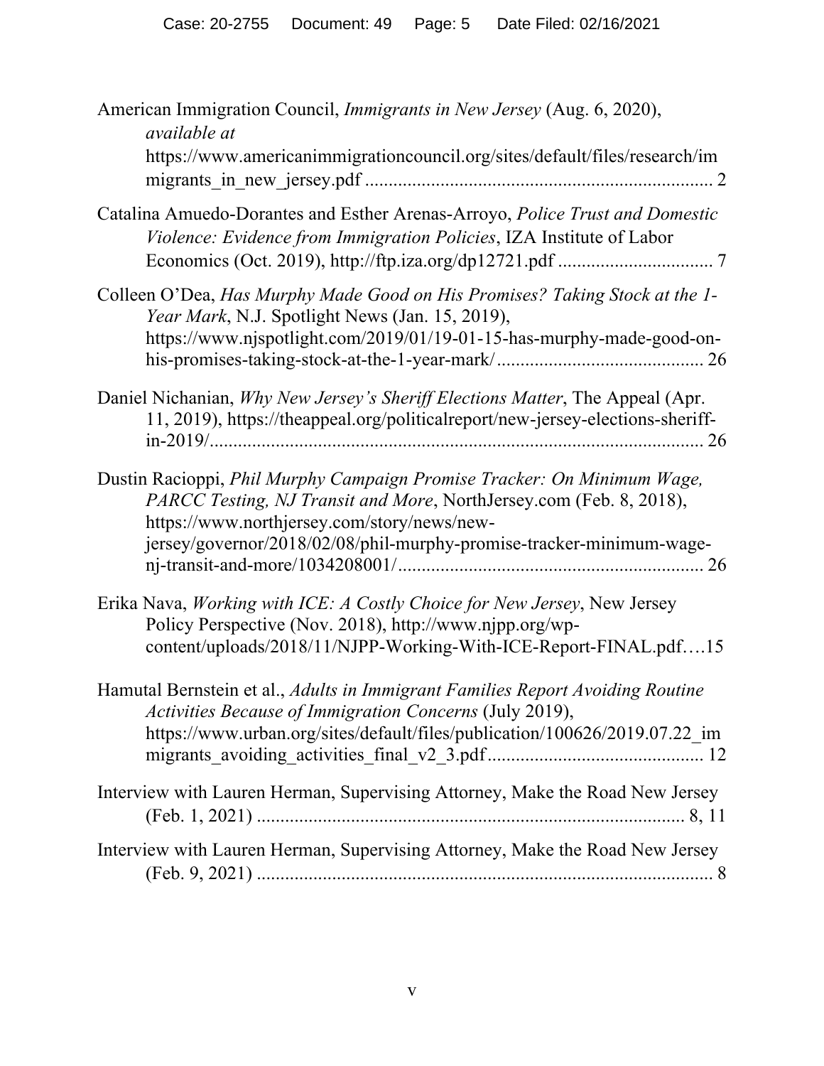American Immigration Council, *Immigrants in New Jersey* (Aug. 6, 2020), *available at* https://www.americanimmigrationcouncil.org/sites/default/files/research/immigrants_in_new_jersey.pdf ........................................................................ 2

Catalina Amuedo-Dorantes and Esther Arenas-Arroyo, *Police Trust and Domestic Violence: Evidence from Immigration Policies*, IZA Institute of Labor Economics (Oct. 2019), http://ftp.iza.org/dp12721.pdf ................................ 7

Colleen O'Dea, *Has Murphy Made Good on His Promises? Taking Stock at the 1-Year Mark*, N.J. Spotlight News (Jan. 15, 2019), https://www.njspotlight.com/2019/01/19-01-15-has-murphy-made-good-on-his-promises-taking-stock-at-the-1-year-mark/ ........................................... 26

Daniel Nichanian, *Why New Jersey's Sheriff Elections Matter*, The Appeal (Apr. 11, 2019), https://theappeal.org/politicalreport/new-jersey-elections-sheriff-in-2019/........................................................................................................ 26

Dustin Racioppi, *Phil Murphy Campaign Promise Tracker: On Minimum Wage, PARCC Testing, NJ Transit and More*, NorthJersey.com (Feb. 8, 2018), https://www.northjersey.com/story/news/new-jersey/governor/2018/02/08/phil-murphy-promise-tracker-minimum-wage-nj-transit-and-more/1034208001/................................................................ 26

Erika Nava, *Working with ICE: A Costly Choice for New Jersey*, New Jersey Policy Perspective (Nov. 2018), http://www.njpp.org/wp-content/uploads/2018/11/NJPP-Working-With-ICE-Report-FINAL.pdf….15

Hamutal Bernstein et al., *Adults in Immigrant Families Report Avoiding Routine Activities Because of Immigration Concerns* (July 2019), https://www.urban.org/sites/default/files/publication/100626/2019.07.22_immigrants_avoiding_activities_final_v2_3.pdf............................................. 12

Interview with Lauren Herman, Supervising Attorney, Make the Road New Jersey (Feb. 1, 2021) .......................................................................................... 8, 11

Interview with Lauren Herman, Supervising Attorney, Make the Road New Jersey (Feb. 9, 2021) ................................................................................................. 8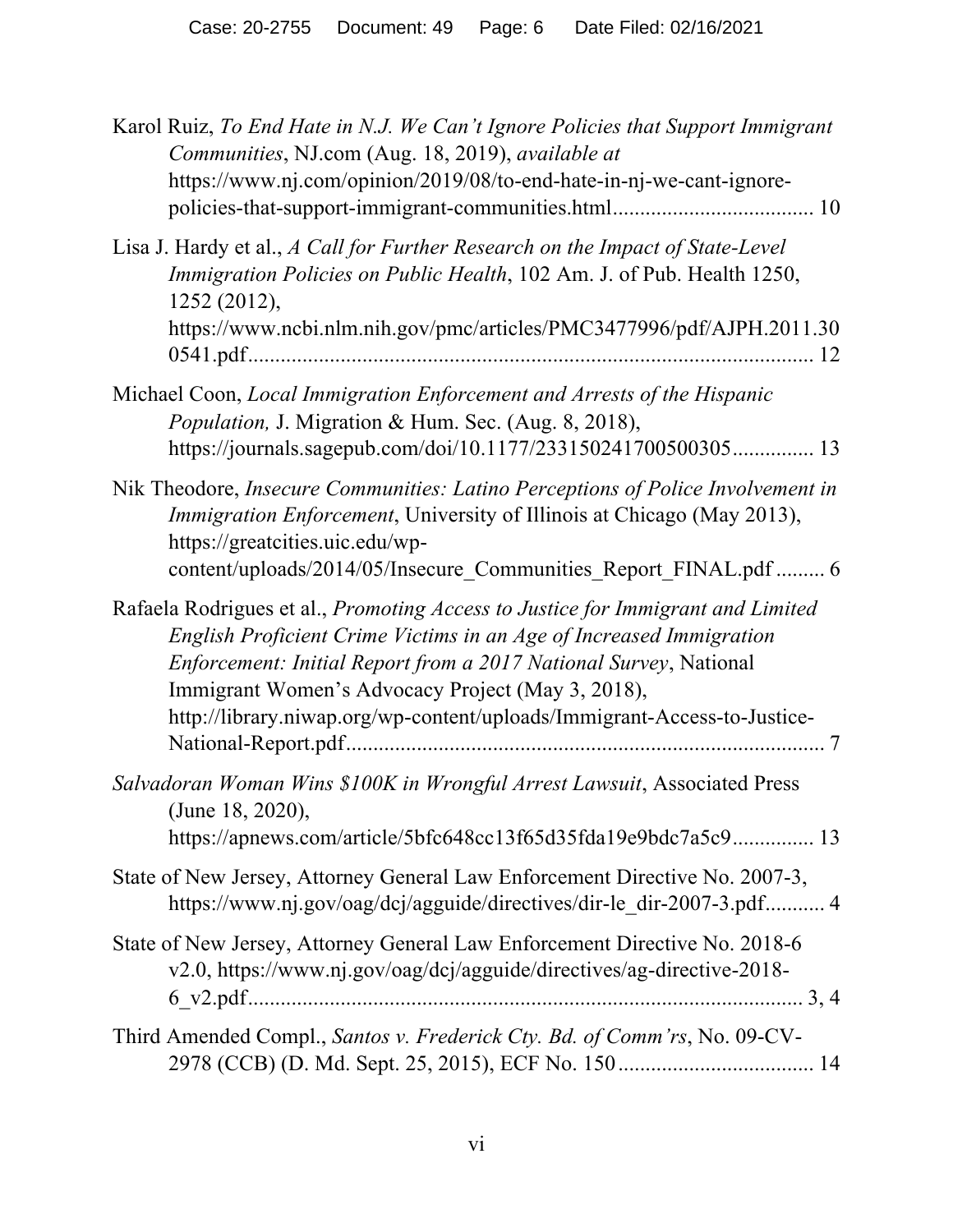Karol Ruiz, *To End Hate in N.J. We Can't Ignore Policies that Support Immigrant Communities*, NJ.com (Aug. 18, 2019), *available at* https://www.nj.com/opinion/2019/08/to-end-hate-in-nj-we-cant-ignore-policies-that-support-immigrant-communities.html.................................... 10

Lisa J. Hardy et al., *A Call for Further Research on the Impact of State-Level Immigration Policies on Public Health*, 102 Am. J. of Pub. Health 1250, 1252 (2012), https://www.ncbi.nlm.nih.gov/pmc/articles/PMC3477996/pdf/AJPH.2011.300541.pdf....................................................................................... 12

Michael Coon, *Local Immigration Enforcement and Arrests of the Hispanic Population,* J. Migration & Hum. Sec. (Aug. 8, 2018), https://journals.sagepub.com/doi/10.1177/233150241700500305............... 13

Nik Theodore, *Insecure Communities: Latino Perceptions of Police Involvement in Immigration Enforcement*, University of Illinois at Chicago (May 2013), https://greatcities.uic.edu/wp-content/uploads/2014/05/Insecure_Communities_Report_FINAL.pdf ......... 6

Rafaela Rodrigues et al., *Promoting Access to Justice for Immigrant and Limited English Proficient Crime Victims in an Age of Increased Immigration Enforcement: Initial Report from a 2017 National Survey*, National Immigrant Women's Advocacy Project (May 3, 2018), http://library.niwap.org/wp-content/uploads/Immigrant-Access-to-Justice-National-Report.pdf....................................................................................... 7

*Salvadoran Woman Wins $100K in Wrongful Arrest Lawsuit*, Associated Press (June 18, 2020), https://apnews.com/article/5bfc648cc13f65d35fda19e9bdc7a5c9............... 13

State of New Jersey, Attorney General Law Enforcement Directive No. 2007-3, https://www.nj.gov/oag/dcj/agguide/directives/dir-le_dir-2007-3.pdf........... 4

State of New Jersey, Attorney General Law Enforcement Directive No. 2018-6 v2.0, https://www.nj.gov/oag/dcj/agguide/directives/ag-directive-2018-6_v2.pdf...................................................................................... 3, 4

Third Amended Compl., *Santos v. Frederick Cty. Bd. of Comm'rs*, No. 09-CV-2978 (CCB) (D. Md. Sept. 25, 2015), ECF No. 150.................................... 14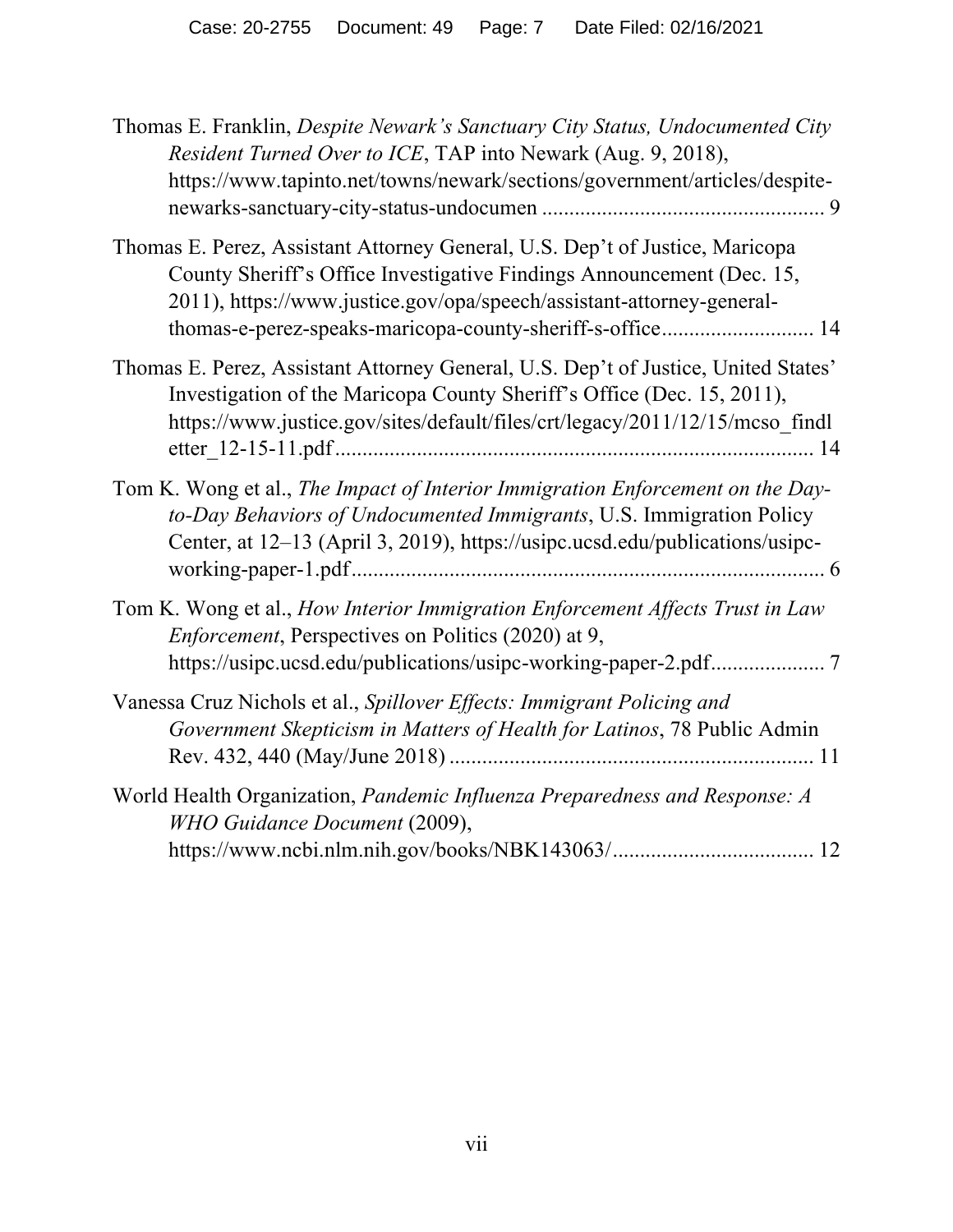Thomas E. Franklin, *Despite Newark's Sanctuary City Status, Undocumented City Resident Turned Over to ICE*, TAP into Newark (Aug. 9, 2018), https://www.tapinto.net/towns/newark/sections/government/articles/despite-newarks-sanctuary-city-status-undocumen ................................................... 9

Thomas E. Perez, Assistant Attorney General, U.S. Dep't of Justice, Maricopa County Sheriff's Office Investigative Findings Announcement (Dec. 15, 2011), https://www.justice.gov/opa/speech/assistant-attorney-general-thomas-e-perez-speaks-maricopa-county-sheriff-s-office ........................... 14

Thomas E. Perez, Assistant Attorney General, U.S. Dep't of Justice, United States' Investigation of the Maricopa County Sheriff's Office (Dec. 15, 2011), https://www.justice.gov/sites/default/files/crt/legacy/2011/12/15/mcso_findletter_12-15-11.pdf ...................................................................................... 14

Tom K. Wong et al., *The Impact of Interior Immigration Enforcement on the Day-to-Day Behaviors of Undocumented Immigrants*, U.S. Immigration Policy Center, at 12–13 (April 3, 2019), https://usipc.ucsd.edu/publications/usipc-working-paper-1.pdf ...................................................................................... 6

Tom K. Wong et al., *How Interior Immigration Enforcement Affects Trust in Law Enforcement*, Perspectives on Politics (2020) at 9, https://usipc.ucsd.edu/publications/usipc-working-paper-2.pdf..................... 7

Vanessa Cruz Nichols et al., *Spillover Effects: Immigrant Policing and Government Skepticism in Matters of Health for Latinos*, 78 Public Admin Rev. 432, 440 (May/June 2018) .................................................................. 11

World Health Organization, *Pandemic Influenza Preparedness and Response: A WHO Guidance Document* (2009), https://www.ncbi.nlm.nih.gov/books/NBK143063/..................................... 12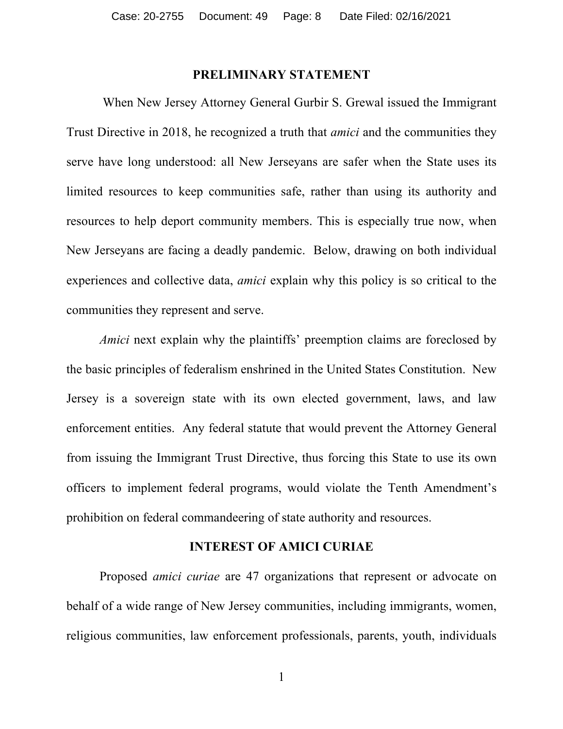## PRELIMINARY STATEMENT

When New Jersey Attorney General Gurbir S. Grewal issued the Immigrant Trust Directive in 2018, he recognized a truth that *amici* and the communities they serve have long understood: all New Jerseyans are safer when the State uses its limited resources to keep communities safe, rather than using its authority and resources to help deport community members. This is especially true now, when New Jerseyans are facing a deadly pandemic. Below, drawing on both individual experiences and collective data, *amici* explain why this policy is so critical to the communities they represent and serve.

*Amici* next explain why the plaintiffs' preemption claims are foreclosed by the basic principles of federalism enshrined in the United States Constitution. New Jersey is a sovereign state with its own elected government, laws, and law enforcement entities. Any federal statute that would prevent the Attorney General from issuing the Immigrant Trust Directive, thus forcing this State to use its own officers to implement federal programs, would violate the Tenth Amendment's prohibition on federal commandeering of state authority and resources.

## INTEREST OF AMICI CURIAE

Proposed *amici curiae* are 47 organizations that represent or advocate on behalf of a wide range of New Jersey communities, including immigrants, women, religious communities, law enforcement professionals, parents, youth, individuals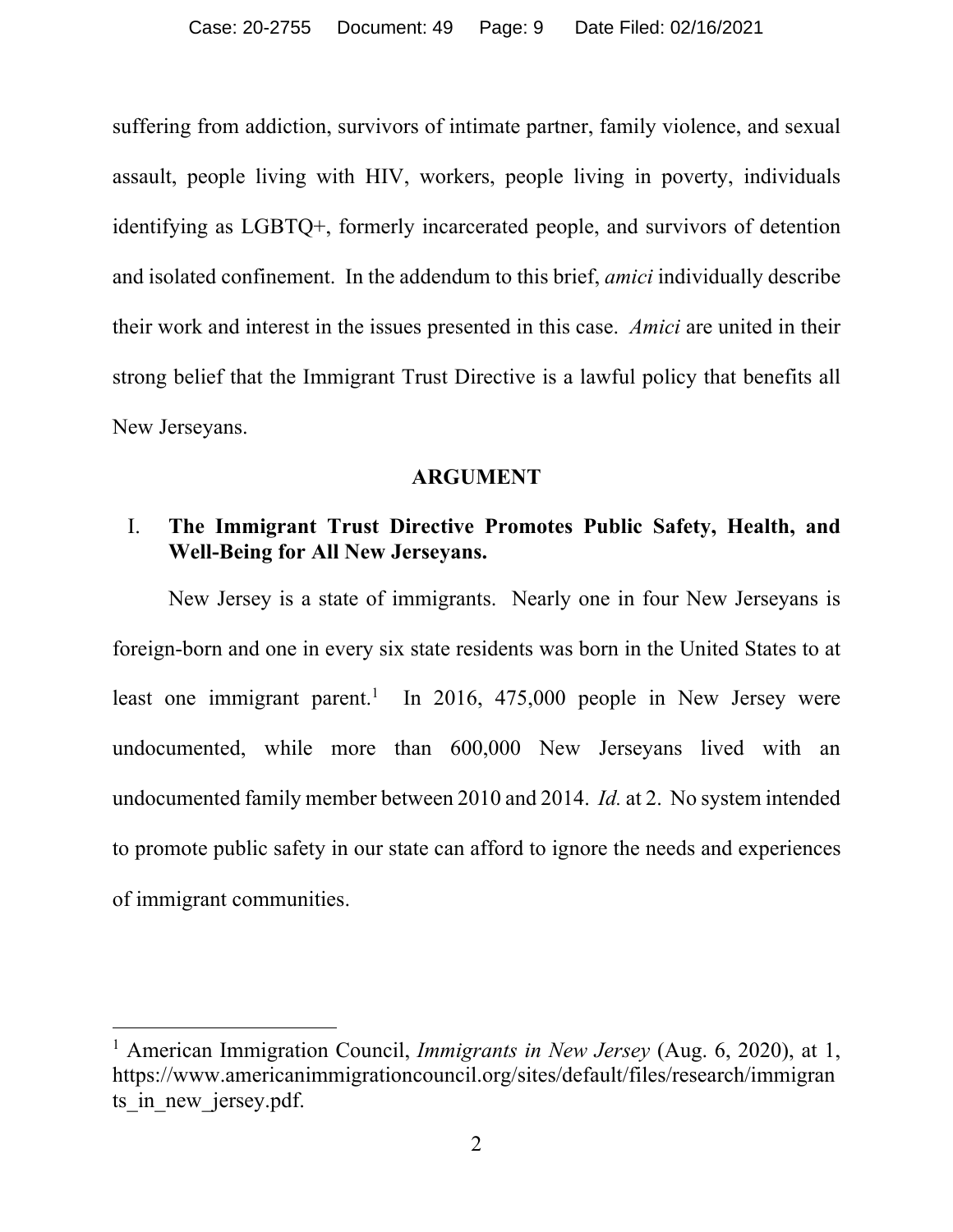suffering from addiction, survivors of intimate partner, family violence, and sexual assault, people living with HIV, workers, people living in poverty, individuals identifying as LGBTQ+, formerly incarcerated people, and survivors of detention and isolated confinement. In the addendum to this brief, *amici* individually describe their work and interest in the issues presented in this case. *Amici* are united in their strong belief that the Immigrant Trust Directive is a lawful policy that benefits all New Jerseyans.

## ARGUMENT

### I. The Immigrant Trust Directive Promotes Public Safety, Health, and Well-Being for All New Jerseyans.

New Jersey is a state of immigrants. Nearly one in four New Jerseyans is foreign-born and one in every six state residents was born in the United States to at least one immigrant parent.[1] In 2016, 475,000 people in New Jersey were undocumented, while more than 600,000 New Jerseyans lived with an undocumented family member between 2010 and 2014. *Id.* at 2. No system intended to promote public safety in our state can afford to ignore the needs and experiences of immigrant communities.

---

[1] American Immigration Council, *Immigrants in New Jersey* (Aug. 6, 2020), at 1, https://www.americanimmigrationcouncil.org/sites/default/files/research/immigrants_in_new_jersey.pdf.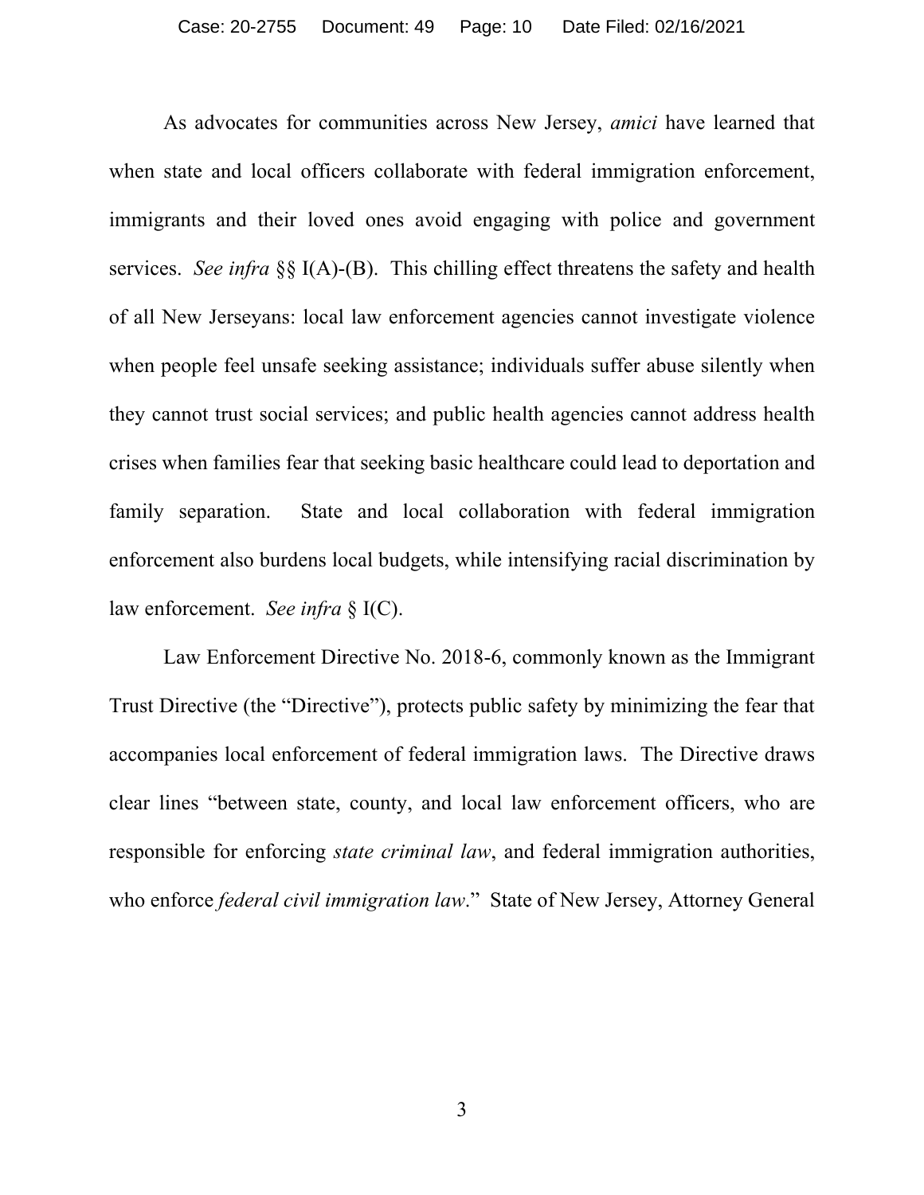As advocates for communities across New Jersey, *amici* have learned that when state and local officers collaborate with federal immigration enforcement, immigrants and their loved ones avoid engaging with police and government services. *See infra* §§ I(A)-(B). This chilling effect threatens the safety and health of all New Jerseyans: local law enforcement agencies cannot investigate violence when people feel unsafe seeking assistance; individuals suffer abuse silently when they cannot trust social services; and public health agencies cannot address health crises when families fear that seeking basic healthcare could lead to deportation and family separation. State and local collaboration with federal immigration enforcement also burdens local budgets, while intensifying racial discrimination by law enforcement. *See infra* § I(C).

Law Enforcement Directive No. 2018-6, commonly known as the Immigrant Trust Directive (the "Directive"), protects public safety by minimizing the fear that accompanies local enforcement of federal immigration laws. The Directive draws clear lines "between state, county, and local law enforcement officers, who are responsible for enforcing *state criminal law*, and federal immigration authorities, who enforce *federal civil immigration law*." State of New Jersey, Attorney General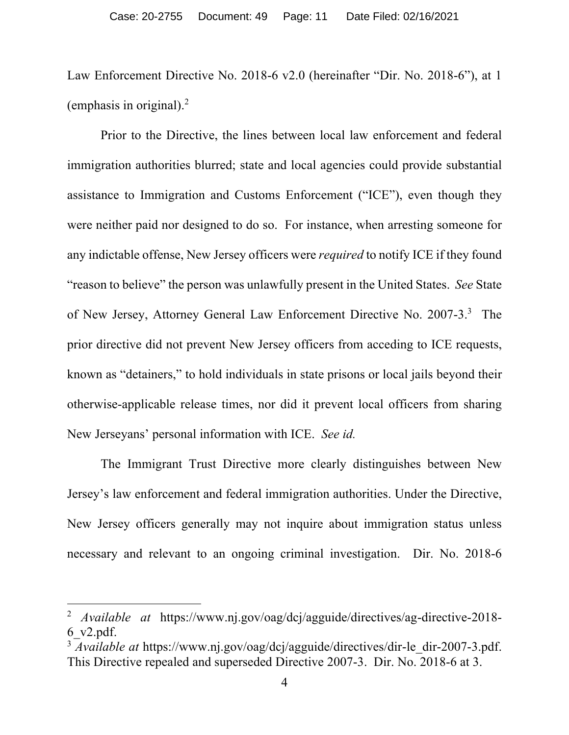Law Enforcement Directive No. 2018-6 v2.0 (hereinafter "Dir. No. 2018-6"), at 1 (emphasis in original).[2]

Prior to the Directive, the lines between local law enforcement and federal immigration authorities blurred; state and local agencies could provide substantial assistance to Immigration and Customs Enforcement ("ICE"), even though they were neither paid nor designed to do so. For instance, when arresting someone for any indictable offense, New Jersey officers were *required* to notify ICE if they found "reason to believe" the person was unlawfully present in the United States. *See* State of New Jersey, Attorney General Law Enforcement Directive No. 2007-3.[3] The prior directive did not prevent New Jersey officers from acceding to ICE requests, known as "detainers," to hold individuals in state prisons or local jails beyond their otherwise-applicable release times, nor did it prevent local officers from sharing New Jerseyans' personal information with ICE. *See id.*

The Immigrant Trust Directive more clearly distinguishes between New Jersey's law enforcement and federal immigration authorities. Under the Directive, New Jersey officers generally may not inquire about immigration status unless necessary and relevant to an ongoing criminal investigation. Dir. No. 2018-6

---

[2] *Available at* https://www.nj.gov/oag/dcj/agguide/directives/ag-directive-2018-6_v2.pdf.

[3] *Available at* https://www.nj.gov/oag/dcj/agguide/directives/dir-le_dir-2007-3.pdf. This Directive repealed and superseded Directive 2007-3. Dir. No. 2018-6 at 3.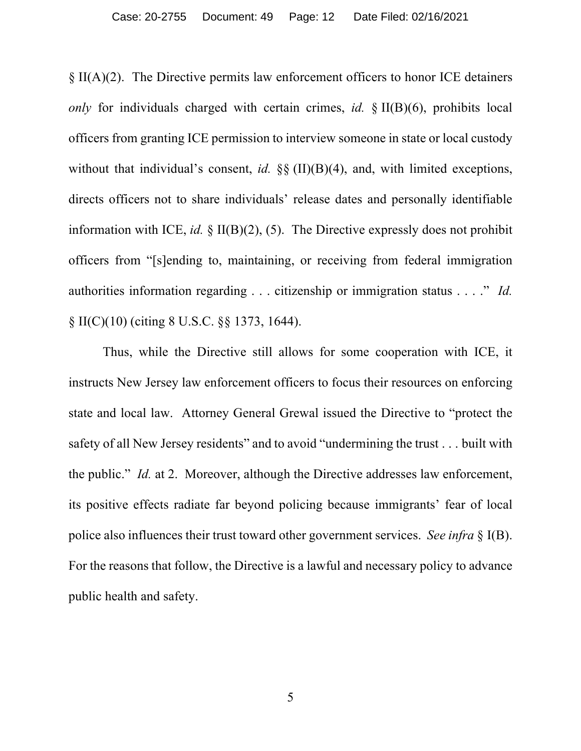§ II(A)(2). The Directive permits law enforcement officers to honor ICE detainers *only* for individuals charged with certain crimes, *id.* § II(B)(6), prohibits local officers from granting ICE permission to interview someone in state or local custody without that individual's consent, *id.* §§ (II)(B)(4), and, with limited exceptions, directs officers not to share individuals' release dates and personally identifiable information with ICE, *id.* § II(B)(2), (5). The Directive expressly does not prohibit officers from "[s]ending to, maintaining, or receiving from federal immigration authorities information regarding . . . citizenship or immigration status . . . ." *Id.* § II(C)(10) (citing 8 U.S.C. §§ 1373, 1644).

Thus, while the Directive still allows for some cooperation with ICE, it instructs New Jersey law enforcement officers to focus their resources on enforcing state and local law. Attorney General Grewal issued the Directive to "protect the safety of all New Jersey residents" and to avoid "undermining the trust . . . built with the public." *Id.* at 2. Moreover, although the Directive addresses law enforcement, its positive effects radiate far beyond policing because immigrants' fear of local police also influences their trust toward other government services. *See infra* § I(B). For the reasons that follow, the Directive is a lawful and necessary policy to advance public health and safety.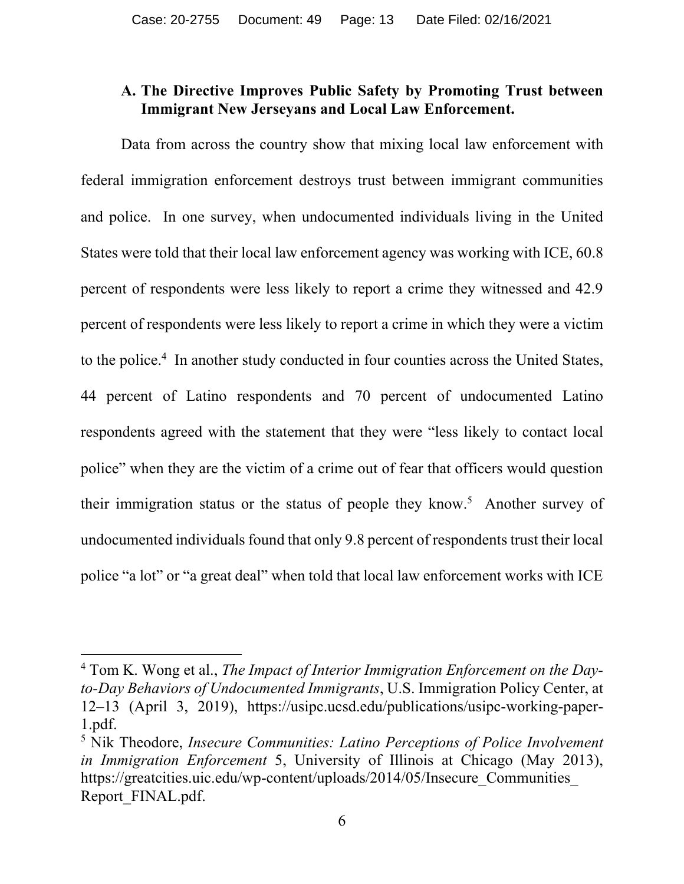### A. The Directive Improves Public Safety by Promoting Trust between Immigrant New Jerseyans and Local Law Enforcement.

Data from across the country show that mixing local law enforcement with federal immigration enforcement destroys trust between immigrant communities and police. In one survey, when undocumented individuals living in the United States were told that their local law enforcement agency was working with ICE, 60.8 percent of respondents were less likely to report a crime they witnessed and 42.9 percent of respondents were less likely to report a crime in which they were a victim to the police.[4] In another study conducted in four counties across the United States, 44 percent of Latino respondents and 70 percent of undocumented Latino respondents agreed with the statement that they were "less likely to contact local police" when they are the victim of a crime out of fear that officers would question their immigration status or the status of people they know.[5] Another survey of undocumented individuals found that only 9.8 percent of respondents trust their local police "a lot" or "a great deal" when told that local law enforcement works with ICE

---

[4] Tom K. Wong et al., *The Impact of Interior Immigration Enforcement on the Day-to-Day Behaviors of Undocumented Immigrants*, U.S. Immigration Policy Center, at 12–13 (April 3, 2019), https://usipc.ucsd.edu/publications/usipc-working-paper-1.pdf.

[5] Nik Theodore, *Insecure Communities: Latino Perceptions of Police Involvement in Immigration Enforcement* 5, University of Illinois at Chicago (May 2013), https://greatcities.uic.edu/wp-content/uploads/2014/05/Insecure_Communities_Report_FINAL.pdf.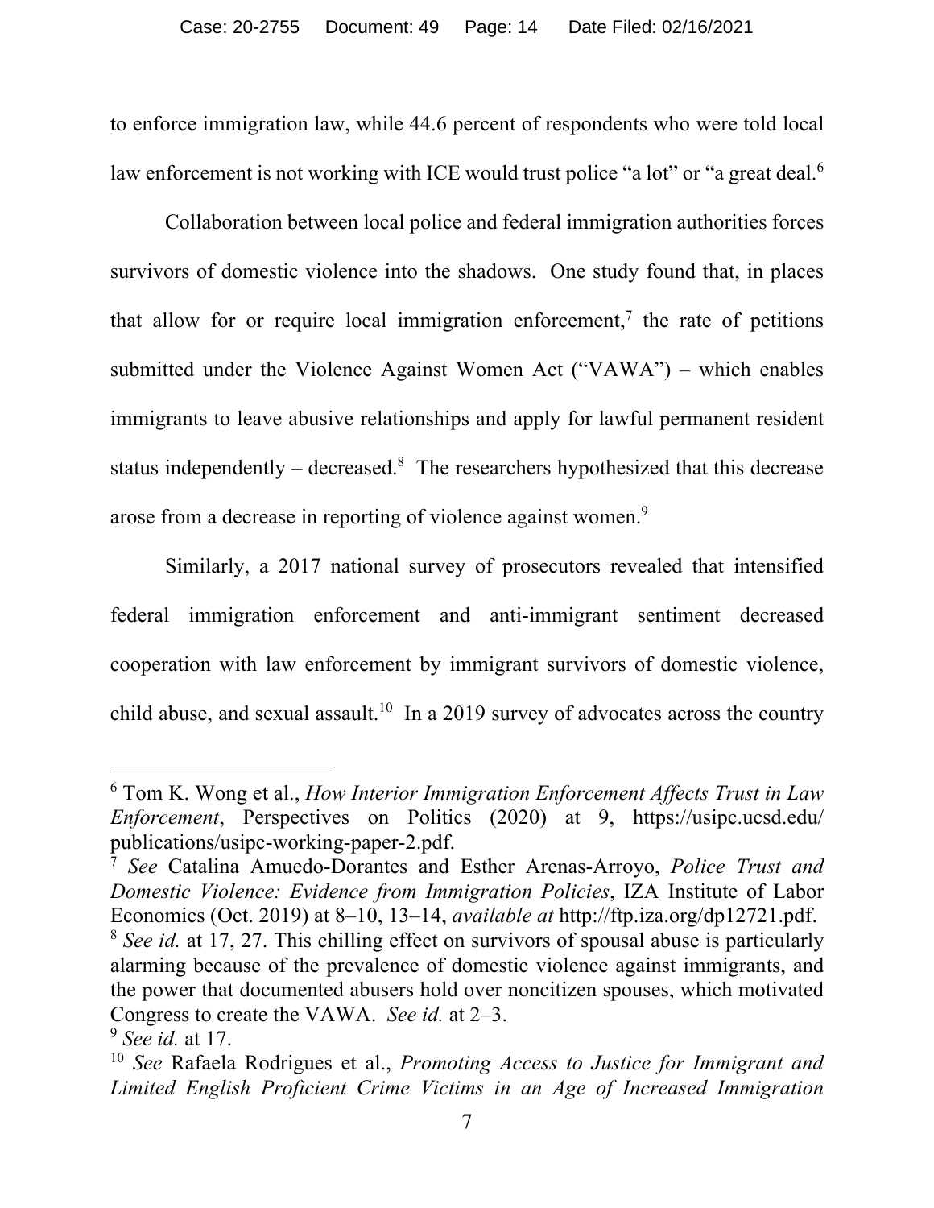to enforce immigration law, while 44.6 percent of respondents who were told local law enforcement is not working with ICE would trust police "a lot" or "a great deal.[6]

Collaboration between local police and federal immigration authorities forces survivors of domestic violence into the shadows. One study found that, in places that allow for or require local immigration enforcement,[7] the rate of petitions submitted under the Violence Against Women Act ("VAWA") – which enables immigrants to leave abusive relationships and apply for lawful permanent resident status independently – decreased.[8] The researchers hypothesized that this decrease arose from a decrease in reporting of violence against women.[9]

Similarly, a 2017 national survey of prosecutors revealed that intensified federal immigration enforcement and anti-immigrant sentiment decreased cooperation with law enforcement by immigrant survivors of domestic violence, child abuse, and sexual assault.[10] In a 2019 survey of advocates across the country

---

[6] Tom K. Wong et al., *How Interior Immigration Enforcement Affects Trust in Law Enforcement*, Perspectives on Politics (2020) at 9, https://usipc.ucsd.edu/publications/usipc-working-paper-2.pdf.

[7] *See* Catalina Amuedo-Dorantes and Esther Arenas-Arroyo, *Police Trust and Domestic Violence: Evidence from Immigration Policies*, IZA Institute of Labor Economics (Oct. 2019) at 8–10, 13–14, *available at* http://ftp.iza.org/dp12721.pdf.

[8] *See id.* at 17, 27. This chilling effect on survivors of spousal abuse is particularly alarming because of the prevalence of domestic violence against immigrants, and the power that documented abusers hold over noncitizen spouses, which motivated Congress to create the VAWA. *See id.* at 2–3.

[9] *See id.* at 17.

[10] *See* Rafaela Rodrigues et al., *Promoting Access to Justice for Immigrant and Limited English Proficient Crime Victims in an Age of Increased Immigration*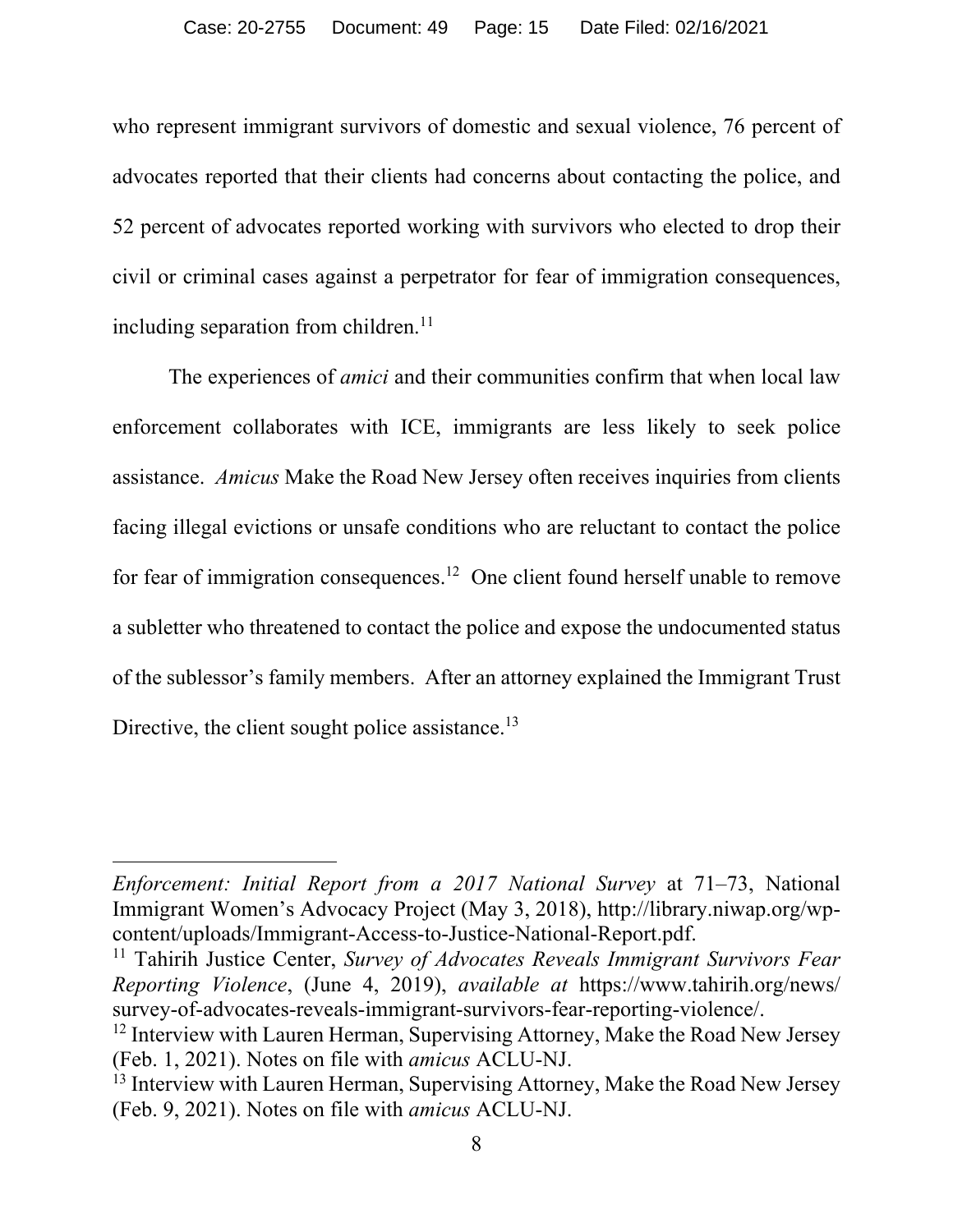who represent immigrant survivors of domestic and sexual violence, 76 percent of advocates reported that their clients had concerns about contacting the police, and 52 percent of advocates reported working with survivors who elected to drop their civil or criminal cases against a perpetrator for fear of immigration consequences, including separation from children.[11]

The experiences of *amici* and their communities confirm that when local law enforcement collaborates with ICE, immigrants are less likely to seek police assistance. *Amicus* Make the Road New Jersey often receives inquiries from clients facing illegal evictions or unsafe conditions who are reluctant to contact the police for fear of immigration consequences.[12] One client found herself unable to remove a subletter who threatened to contact the police and expose the undocumented status of the sublessor's family members. After an attorney explained the Immigrant Trust Directive, the client sought police assistance.[13]

---

*Enforcement: Initial Report from a 2017 National Survey* at 71–73, National Immigrant Women's Advocacy Project (May 3, 2018), http://library.niwap.org/wp-content/uploads/Immigrant-Access-to-Justice-National-Report.pdf.

[11] Tahirih Justice Center, *Survey of Advocates Reveals Immigrant Survivors Fear Reporting Violence*, (June 4, 2019), *available at* https://www.tahirih.org/news/survey-of-advocates-reveals-immigrant-survivors-fear-reporting-violence/.

[12] Interview with Lauren Herman, Supervising Attorney, Make the Road New Jersey (Feb. 1, 2021). Notes on file with *amicus* ACLU-NJ.

[13] Interview with Lauren Herman, Supervising Attorney, Make the Road New Jersey (Feb. 9, 2021). Notes on file with *amicus* ACLU-NJ.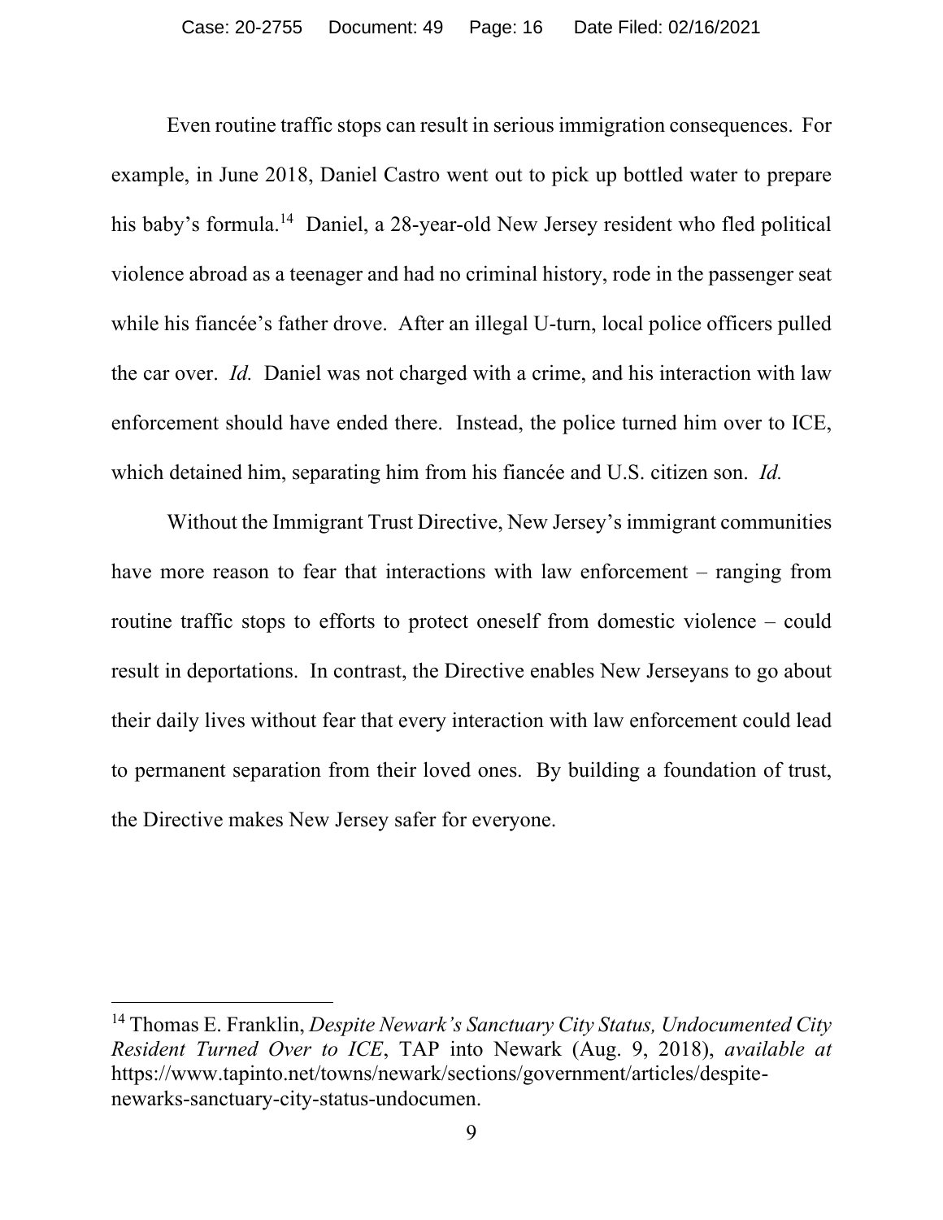Even routine traffic stops can result in serious immigration consequences. For example, in June 2018, Daniel Castro went out to pick up bottled water to prepare his baby's formula.[14] Daniel, a 28-year-old New Jersey resident who fled political violence abroad as a teenager and had no criminal history, rode in the passenger seat while his fiancée's father drove. After an illegal U-turn, local police officers pulled the car over. *Id.* Daniel was not charged with a crime, and his interaction with law enforcement should have ended there. Instead, the police turned him over to ICE, which detained him, separating him from his fiancée and U.S. citizen son. *Id.*

Without the Immigrant Trust Directive, New Jersey's immigrant communities have more reason to fear that interactions with law enforcement – ranging from routine traffic stops to efforts to protect oneself from domestic violence – could result in deportations. In contrast, the Directive enables New Jerseyans to go about their daily lives without fear that every interaction with law enforcement could lead to permanent separation from their loved ones. By building a foundation of trust, the Directive makes New Jersey safer for everyone.

---

[14] Thomas E. Franklin, *Despite Newark's Sanctuary City Status, Undocumented City Resident Turned Over to ICE*, TAP into Newark (Aug. 9, 2018), *available at* https://www.tapinto.net/towns/newark/sections/government/articles/despite-newarks-sanctuary-city-status-undocumen.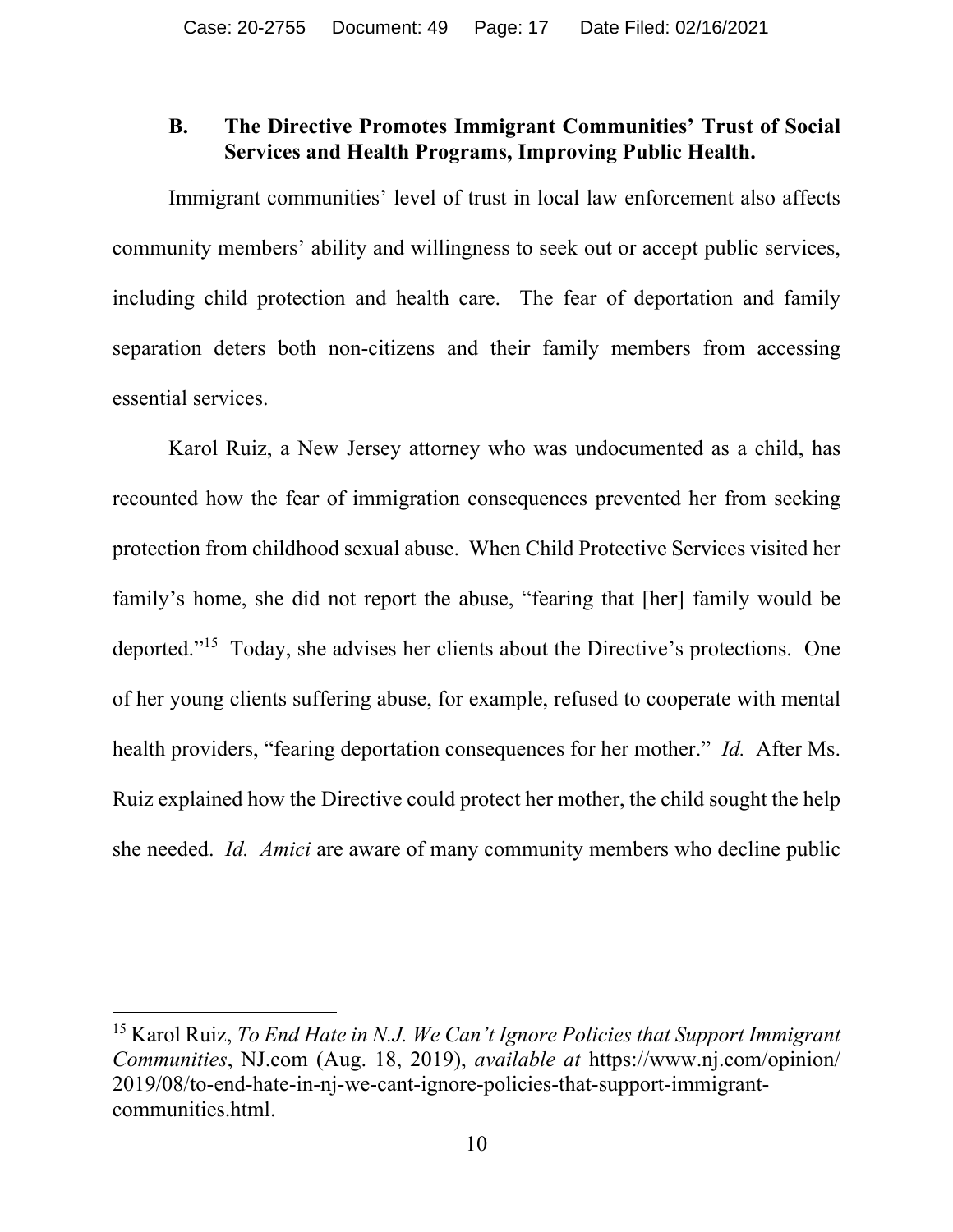### B. The Directive Promotes Immigrant Communities' Trust of Social Services and Health Programs, Improving Public Health.

Immigrant communities' level of trust in local law enforcement also affects community members' ability and willingness to seek out or accept public services, including child protection and health care. The fear of deportation and family separation deters both non-citizens and their family members from accessing essential services.

Karol Ruiz, a New Jersey attorney who was undocumented as a child, has recounted how the fear of immigration consequences prevented her from seeking protection from childhood sexual abuse. When Child Protective Services visited her family's home, she did not report the abuse, "fearing that [her] family would be deported."[15] Today, she advises her clients about the Directive's protections. One of her young clients suffering abuse, for example, refused to cooperate with mental health providers, "fearing deportation consequences for her mother." *Id.* After Ms. Ruiz explained how the Directive could protect her mother, the child sought the help she needed. *Id.* *Amici* are aware of many community members who decline public

---

[15] Karol Ruiz, *To End Hate in N.J. We Can't Ignore Policies that Support Immigrant Communities*, NJ.com (Aug. 18, 2019), *available at* https://www.nj.com/opinion/2019/08/to-end-hate-in-nj-we-cant-ignore-policies-that-support-immigrant-communities.html.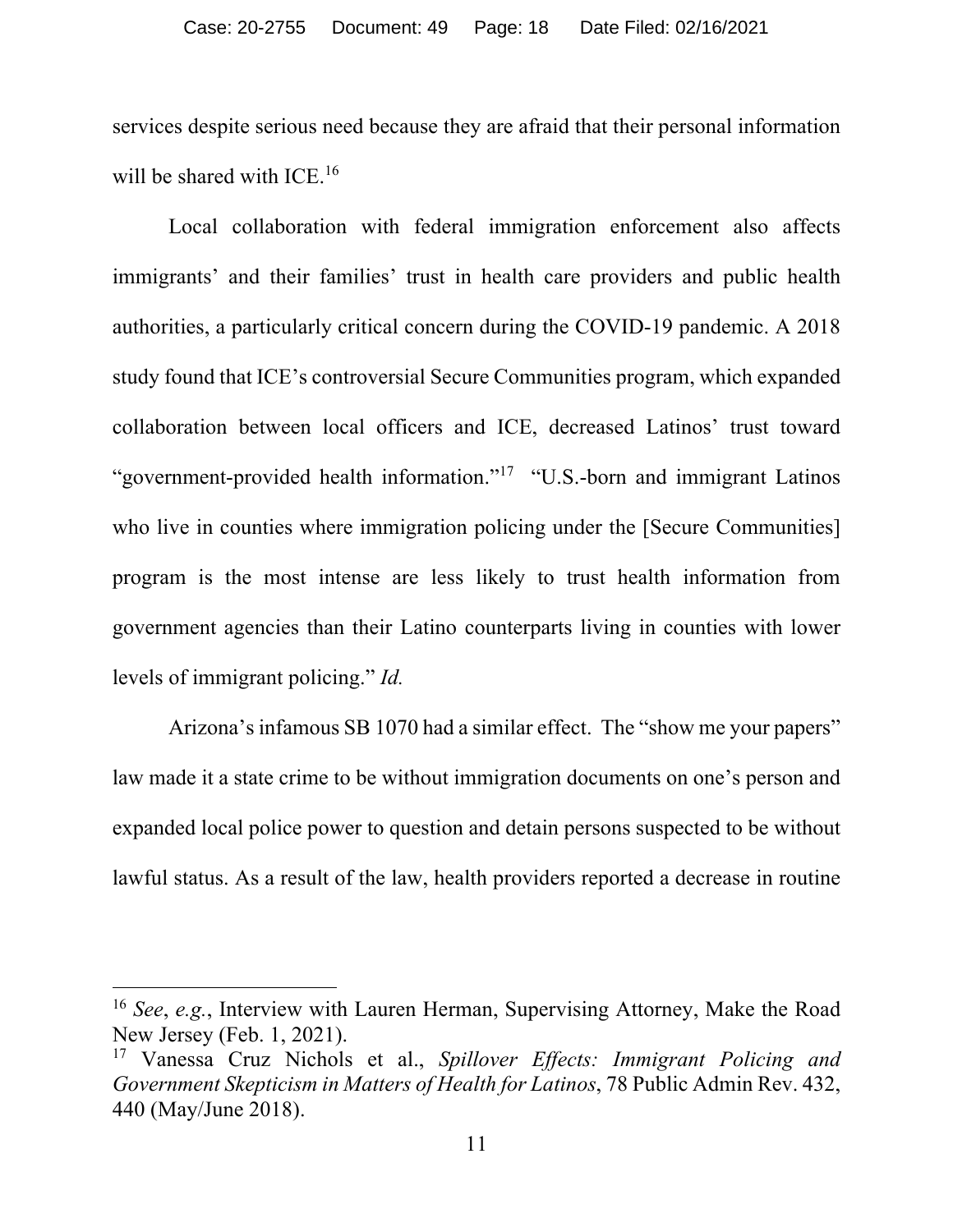services despite serious need because they are afraid that their personal information will be shared with ICE.[16]

Local collaboration with federal immigration enforcement also affects immigrants' and their families' trust in health care providers and public health authorities, a particularly critical concern during the COVID-19 pandemic. A 2018 study found that ICE's controversial Secure Communities program, which expanded collaboration between local officers and ICE, decreased Latinos' trust toward "government-provided health information."[17] "U.S.-born and immigrant Latinos who live in counties where immigration policing under the [Secure Communities] program is the most intense are less likely to trust health information from government agencies than their Latino counterparts living in counties with lower levels of immigrant policing." *Id.*

Arizona's infamous SB 1070 had a similar effect. The "show me your papers" law made it a state crime to be without immigration documents on one's person and expanded local police power to question and detain persons suspected to be without lawful status. As a result of the law, health providers reported a decrease in routine

---

[16] *See*, *e.g.*, Interview with Lauren Herman, Supervising Attorney, Make the Road New Jersey (Feb. 1, 2021).

[17] Vanessa Cruz Nichols et al., *Spillover Effects: Immigrant Policing and Government Skepticism in Matters of Health for Latinos*, 78 Public Admin Rev. 432, 440 (May/June 2018).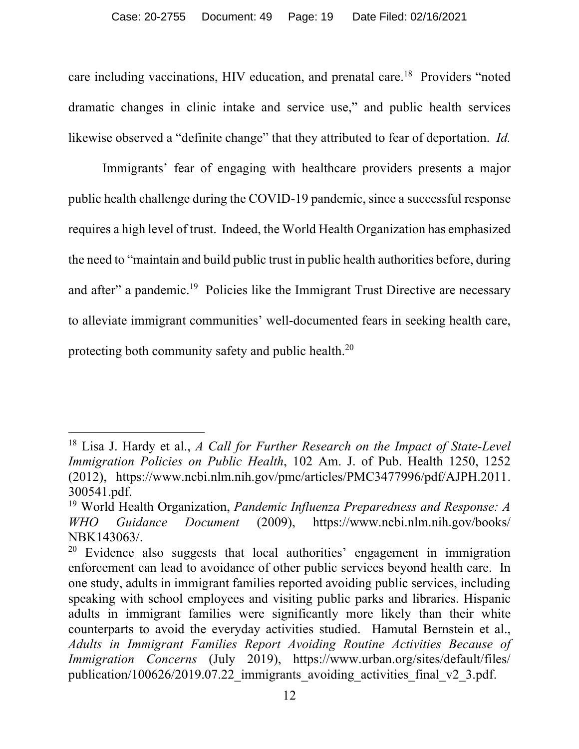care including vaccinations, HIV education, and prenatal care.[18] Providers "noted dramatic changes in clinic intake and service use," and public health services likewise observed a "definite change" that they attributed to fear of deportation. *Id.*

Immigrants' fear of engaging with healthcare providers presents a major public health challenge during the COVID-19 pandemic, since a successful response requires a high level of trust. Indeed, the World Health Organization has emphasized the need to "maintain and build public trust in public health authorities before, during and after" a pandemic.[19] Policies like the Immigrant Trust Directive are necessary to alleviate immigrant communities' well-documented fears in seeking health care, protecting both community safety and public health.[20]

---

[18] Lisa J. Hardy et al., *A Call for Further Research on the Impact of State-Level Immigration Policies on Public Health*, 102 Am. J. of Pub. Health 1250, 1252 (2012), https://www.ncbi.nlm.nih.gov/pmc/articles/PMC3477996/pdf/AJPH.2011.300541.pdf.

[19] World Health Organization, *Pandemic Influenza Preparedness and Response: A WHO Guidance Document* (2009), https://www.ncbi.nlm.nih.gov/books/NBK143063/.

[20] Evidence also suggests that local authorities' engagement in immigration enforcement can lead to avoidance of other public services beyond health care. In one study, adults in immigrant families reported avoiding public services, including speaking with school employees and visiting public parks and libraries. Hispanic adults in immigrant families were significantly more likely than their white counterparts to avoid the everyday activities studied. Hamutal Bernstein et al., *Adults in Immigrant Families Report Avoiding Routine Activities Because of Immigration Concerns* (July 2019), https://www.urban.org/sites/default/files/publication/100626/2019.07.22_immigrants_avoiding_activities_final_v2_3.pdf.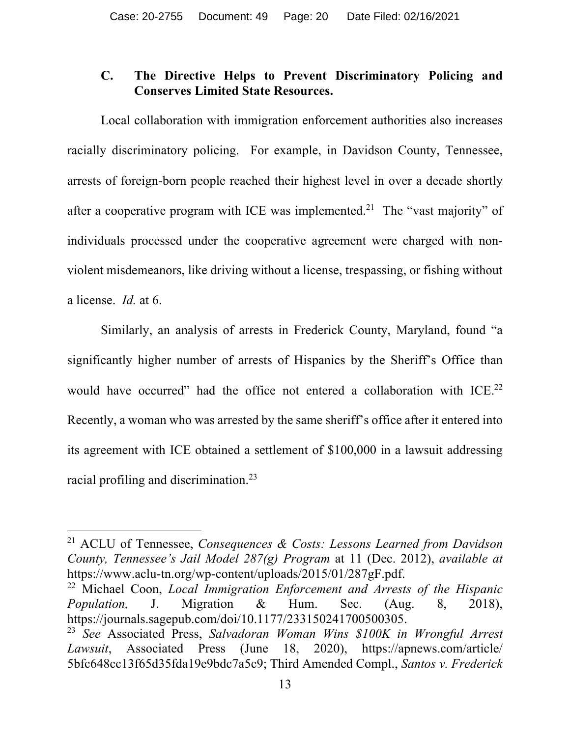### C. The Directive Helps to Prevent Discriminatory Policing and Conserves Limited State Resources.

Local collaboration with immigration enforcement authorities also increases racially discriminatory policing. For example, in Davidson County, Tennessee, arrests of foreign-born people reached their highest level in over a decade shortly after a cooperative program with ICE was implemented.[21] The "vast majority" of individuals processed under the cooperative agreement were charged with non-violent misdemeanors, like driving without a license, trespassing, or fishing without a license. *Id.* at 6.

Similarly, an analysis of arrests in Frederick County, Maryland, found "a significantly higher number of arrests of Hispanics by the Sheriff's Office than would have occurred" had the office not entered a collaboration with ICE.[22] Recently, a woman who was arrested by the same sheriff's office after it entered into its agreement with ICE obtained a settlement of $100,000 in a lawsuit addressing racial profiling and discrimination.[23]

---

[21] ACLU of Tennessee, *Consequences & Costs: Lessons Learned from Davidson County, Tennessee's Jail Model 287(g) Program* at 11 (Dec. 2012), *available at* https://www.aclu-tn.org/wp-content/uploads/2015/01/287gF.pdf.

[22] Michael Coon, *Local Immigration Enforcement and Arrests of the Hispanic Population,* J. Migration & Hum. Sec. (Aug. 8, 2018), https://journals.sagepub.com/doi/10.1177/233150241700500305.

[23] *See* Associated Press, *Salvadoran Woman Wins $100K in Wrongful Arrest Lawsuit*, Associated Press (June 18, 2020), https://apnews.com/article/5bfc648cc13f65d35fda19e9bdc7a5c9; Third Amended Compl., *Santos v. Frederick*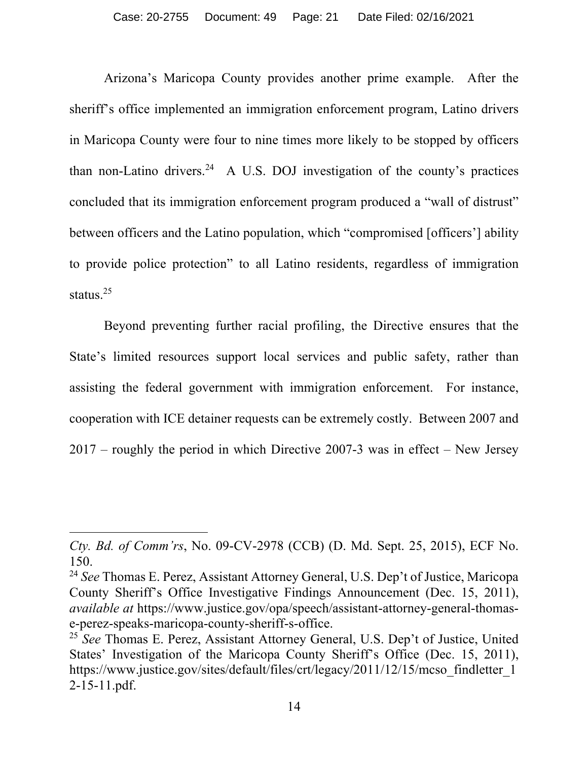Arizona's Maricopa County provides another prime example. After the sheriff's office implemented an immigration enforcement program, Latino drivers in Maricopa County were four to nine times more likely to be stopped by officers than non-Latino drivers.[24] A U.S. DOJ investigation of the county's practices concluded that its immigration enforcement program produced a "wall of distrust" between officers and the Latino population, which "compromised [officers'] ability to provide police protection" to all Latino residents, regardless of immigration status.[25]

Beyond preventing further racial profiling, the Directive ensures that the State's limited resources support local services and public safety, rather than assisting the federal government with immigration enforcement. For instance, cooperation with ICE detainer requests can be extremely costly. Between 2007 and 2017 – roughly the period in which Directive 2007-3 was in effect – New Jersey

---

*Cty. Bd. of Comm'rs*, No. 09-CV-2978 (CCB) (D. Md. Sept. 25, 2015), ECF No. 150.

[24] *See* Thomas E. Perez, Assistant Attorney General, U.S. Dep't of Justice, Maricopa County Sheriff's Office Investigative Findings Announcement (Dec. 15, 2011), *available at* https://www.justice.gov/opa/speech/assistant-attorney-general-thomas-e-perez-speaks-maricopa-county-sheriff-s-office.

[25] *See* Thomas E. Perez, Assistant Attorney General, U.S. Dep't of Justice, United States' Investigation of the Maricopa County Sheriff's Office (Dec. 15, 2011), https://www.justice.gov/sites/default/files/crt/legacy/2011/12/15/mcso_findletter_12-15-11.pdf.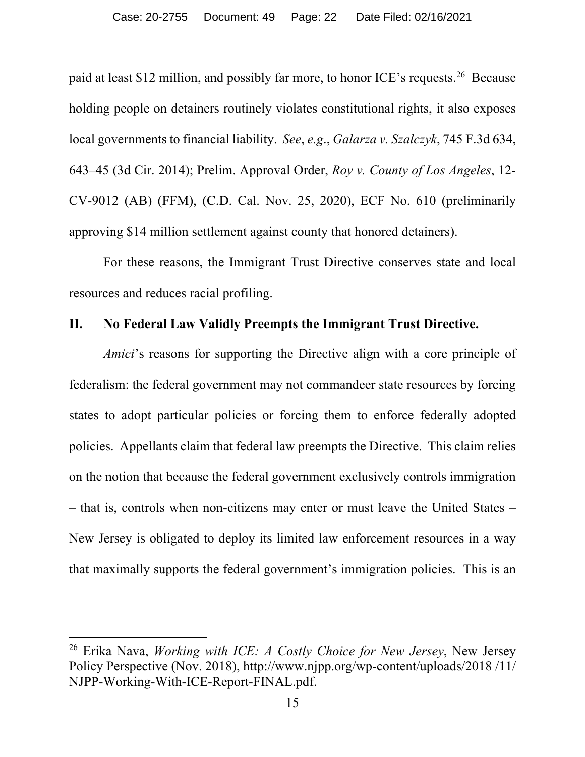paid at least $12 million, and possibly far more, to honor ICE's requests.[26] Because holding people on detainers routinely violates constitutional rights, it also exposes local governments to financial liability. *See*, *e.g.*, *Galarza v. Szalczyk*, 745 F.3d 634, 643–45 (3d Cir. 2014); Prelim. Approval Order, *Roy v. County of Los Angeles*, 12-CV-9012 (AB) (FFM), (C.D. Cal. Nov. 25, 2020), ECF No. 610 (preliminarily approving $14 million settlement against county that honored detainers).

For these reasons, the Immigrant Trust Directive conserves state and local resources and reduces racial profiling.

## II. No Federal Law Validly Preempts the Immigrant Trust Directive.

*Amici*'s reasons for supporting the Directive align with a core principle of federalism: the federal government may not commandeer state resources by forcing states to adopt particular policies or forcing them to enforce federally adopted policies. Appellants claim that federal law preempts the Directive. This claim relies on the notion that because the federal government exclusively controls immigration – that is, controls when non-citizens may enter or must leave the United States – New Jersey is obligated to deploy its limited law enforcement resources in a way that maximally supports the federal government's immigration policies. This is an

---

[26] Erika Nava, *Working with ICE: A Costly Choice for New Jersey*, New Jersey Policy Perspective (Nov. 2018), http://www.njpp.org/wp-content/uploads/2018 /11/ NJPP-Working-With-ICE-Report-FINAL.pdf.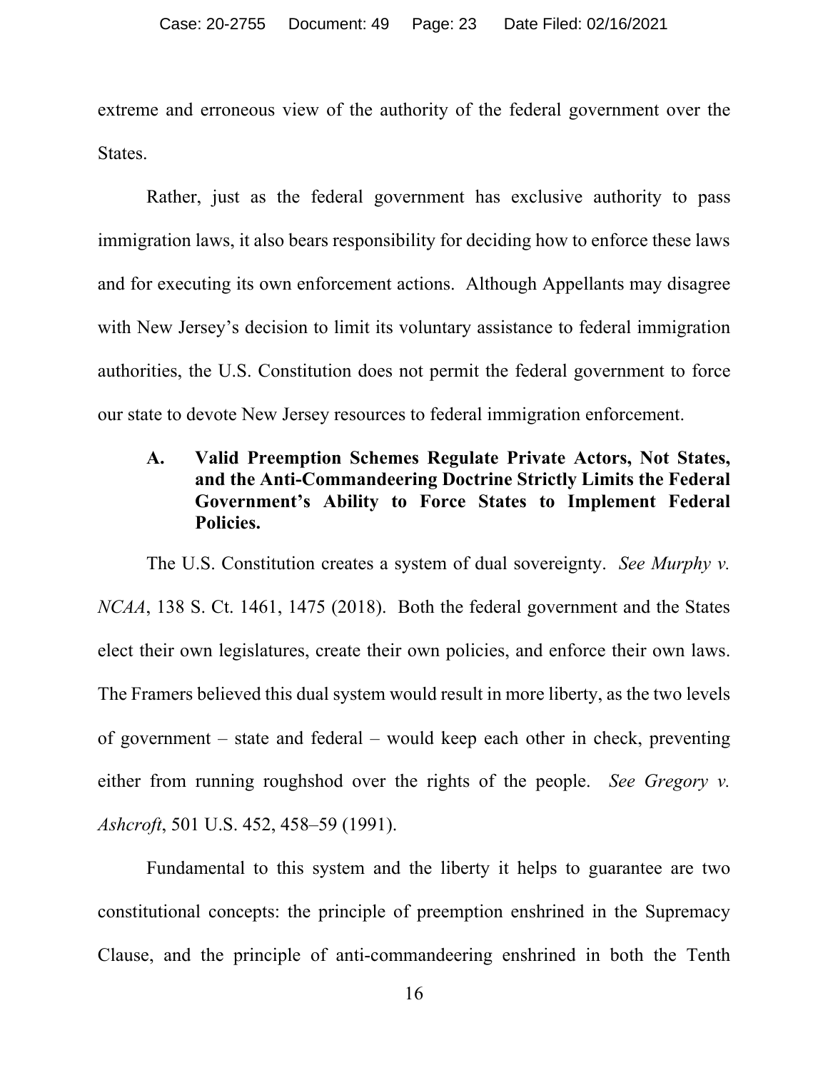extreme and erroneous view of the authority of the federal government over the States.

Rather, just as the federal government has exclusive authority to pass immigration laws, it also bears responsibility for deciding how to enforce these laws and for executing its own enforcement actions. Although Appellants may disagree with New Jersey's decision to limit its voluntary assistance to federal immigration authorities, the U.S. Constitution does not permit the federal government to force our state to devote New Jersey resources to federal immigration enforcement.

### A. Valid Preemption Schemes Regulate Private Actors, Not States, and the Anti-Commandeering Doctrine Strictly Limits the Federal Government's Ability to Force States to Implement Federal Policies.

The U.S. Constitution creates a system of dual sovereignty. *See Murphy v. NCAA*, 138 S. Ct. 1461, 1475 (2018). Both the federal government and the States elect their own legislatures, create their own policies, and enforce their own laws. The Framers believed this dual system would result in more liberty, as the two levels of government – state and federal – would keep each other in check, preventing either from running roughshod over the rights of the people. *See Gregory v. Ashcroft*, 501 U.S. 452, 458–59 (1991).

Fundamental to this system and the liberty it helps to guarantee are two constitutional concepts: the principle of preemption enshrined in the Supremacy Clause, and the principle of anti-commandeering enshrined in both the Tenth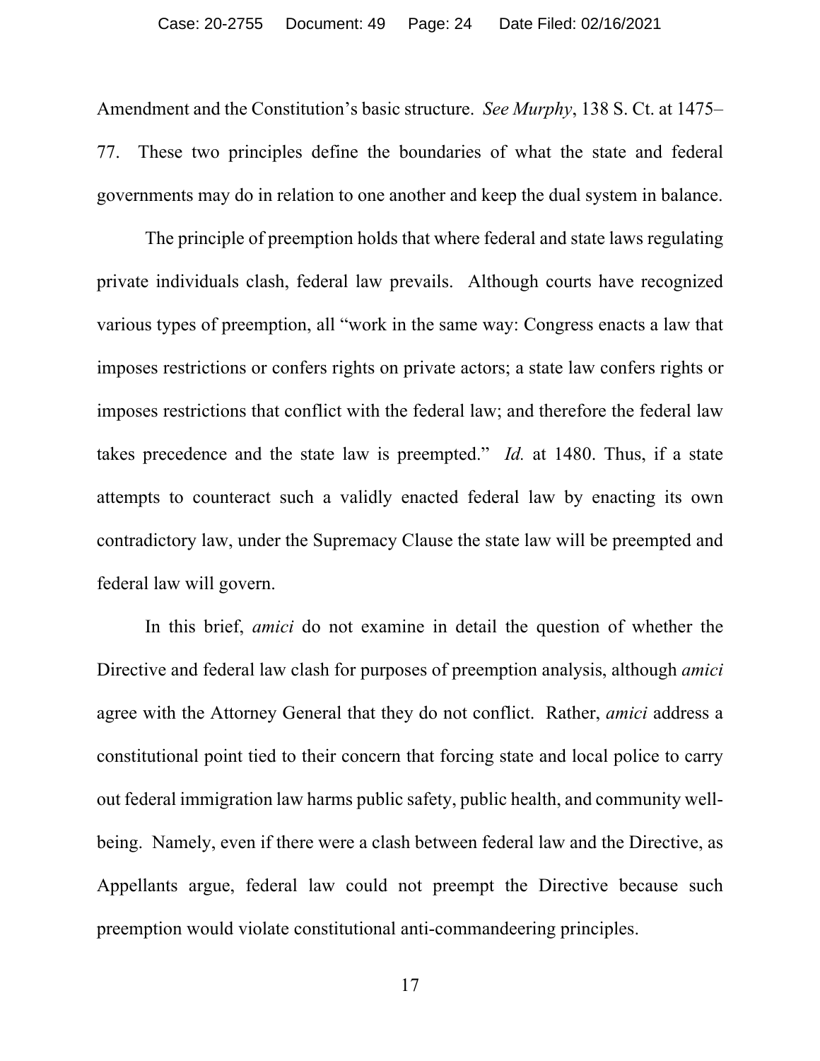Amendment and the Constitution's basic structure. *See Murphy*, 138 S. Ct. at 1475–77. These two principles define the boundaries of what the state and federal governments may do in relation to one another and keep the dual system in balance.

The principle of preemption holds that where federal and state laws regulating private individuals clash, federal law prevails. Although courts have recognized various types of preemption, all "work in the same way: Congress enacts a law that imposes restrictions or confers rights on private actors; a state law confers rights or imposes restrictions that conflict with the federal law; and therefore the federal law takes precedence and the state law is preempted." *Id.* at 1480. Thus, if a state attempts to counteract such a validly enacted federal law by enacting its own contradictory law, under the Supremacy Clause the state law will be preempted and federal law will govern.

In this brief, *amici* do not examine in detail the question of whether the Directive and federal law clash for purposes of preemption analysis, although *amici* agree with the Attorney General that they do not conflict. Rather, *amici* address a constitutional point tied to their concern that forcing state and local police to carry out federal immigration law harms public safety, public health, and community well-being. Namely, even if there were a clash between federal law and the Directive, as Appellants argue, federal law could not preempt the Directive because such preemption would violate constitutional anti-commandeering principles.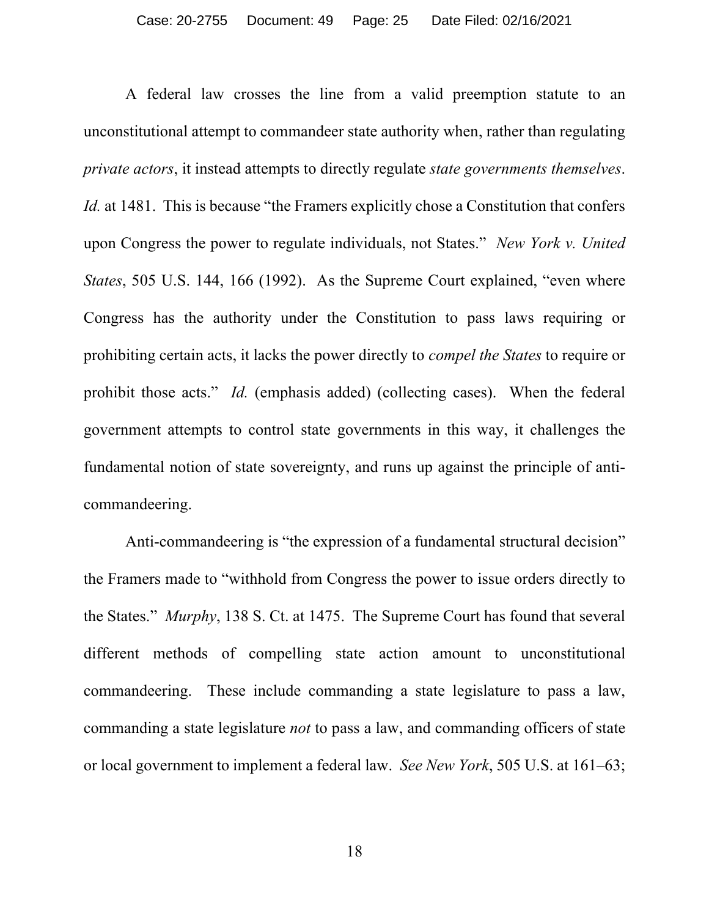A federal law crosses the line from a valid preemption statute to an unconstitutional attempt to commandeer state authority when, rather than regulating *private actors*, it instead attempts to directly regulate *state governments themselves*. *Id.* at 1481. This is because "the Framers explicitly chose a Constitution that confers upon Congress the power to regulate individuals, not States." *New York v. United States*, 505 U.S. 144, 166 (1992). As the Supreme Court explained, "even where Congress has the authority under the Constitution to pass laws requiring or prohibiting certain acts, it lacks the power directly to *compel the States* to require or prohibit those acts." *Id.* (emphasis added) (collecting cases). When the federal government attempts to control state governments in this way, it challenges the fundamental notion of state sovereignty, and runs up against the principle of anti-commandeering.

Anti-commandeering is "the expression of a fundamental structural decision" the Framers made to "withhold from Congress the power to issue orders directly to the States." *Murphy*, 138 S. Ct. at 1475. The Supreme Court has found that several different methods of compelling state action amount to unconstitutional commandeering. These include commanding a state legislature to pass a law, commanding a state legislature *not* to pass a law, and commanding officers of state or local government to implement a federal law. *See New York*, 505 U.S. at 161–63;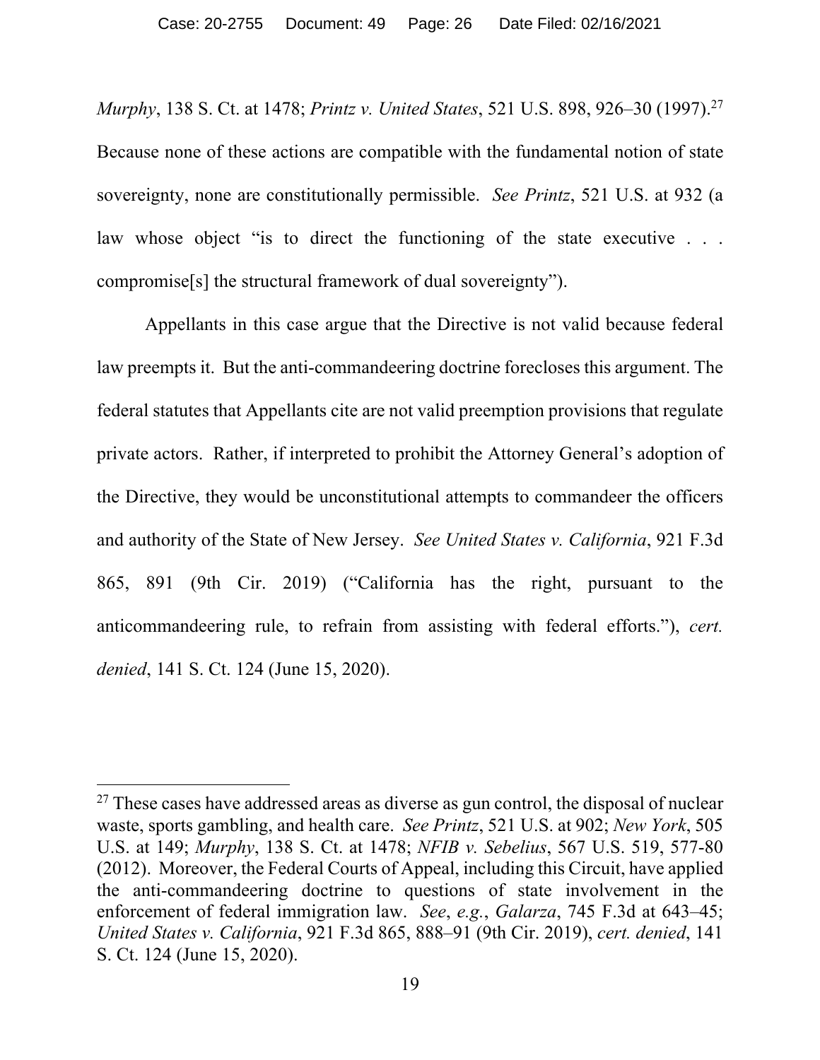*Murphy*, 138 S. Ct. at 1478; *Printz v. United States*, 521 U.S. 898, 926–30 (1997).[27] Because none of these actions are compatible with the fundamental notion of state sovereignty, none are constitutionally permissible. *See Printz*, 521 U.S. at 932 (a law whose object "is to direct the functioning of the state executive . . . compromise[s] the structural framework of dual sovereignty").

Appellants in this case argue that the Directive is not valid because federal law preempts it. But the anti-commandeering doctrine forecloses this argument. The federal statutes that Appellants cite are not valid preemption provisions that regulate private actors. Rather, if interpreted to prohibit the Attorney General's adoption of the Directive, they would be unconstitutional attempts to commandeer the officers and authority of the State of New Jersey. *See United States v. California*, 921 F.3d 865, 891 (9th Cir. 2019) ("California has the right, pursuant to the anticommandeering rule, to refrain from assisting with federal efforts."), *cert. denied*, 141 S. Ct. 124 (June 15, 2020).

---

[27] These cases have addressed areas as diverse as gun control, the disposal of nuclear waste, sports gambling, and health care. *See Printz*, 521 U.S. at 902; *New York*, 505 U.S. at 149; *Murphy*, 138 S. Ct. at 1478; *NFIB v. Sebelius*, 567 U.S. 519, 577-80 (2012). Moreover, the Federal Courts of Appeal, including this Circuit, have applied the anti-commandeering doctrine to questions of state involvement in the enforcement of federal immigration law. *See*, *e.g.*, *Galarza*, 745 F.3d at 643–45; *United States v. California*, 921 F.3d 865, 888–91 (9th Cir. 2019), *cert. denied*, 141 S. Ct. 124 (June 15, 2020).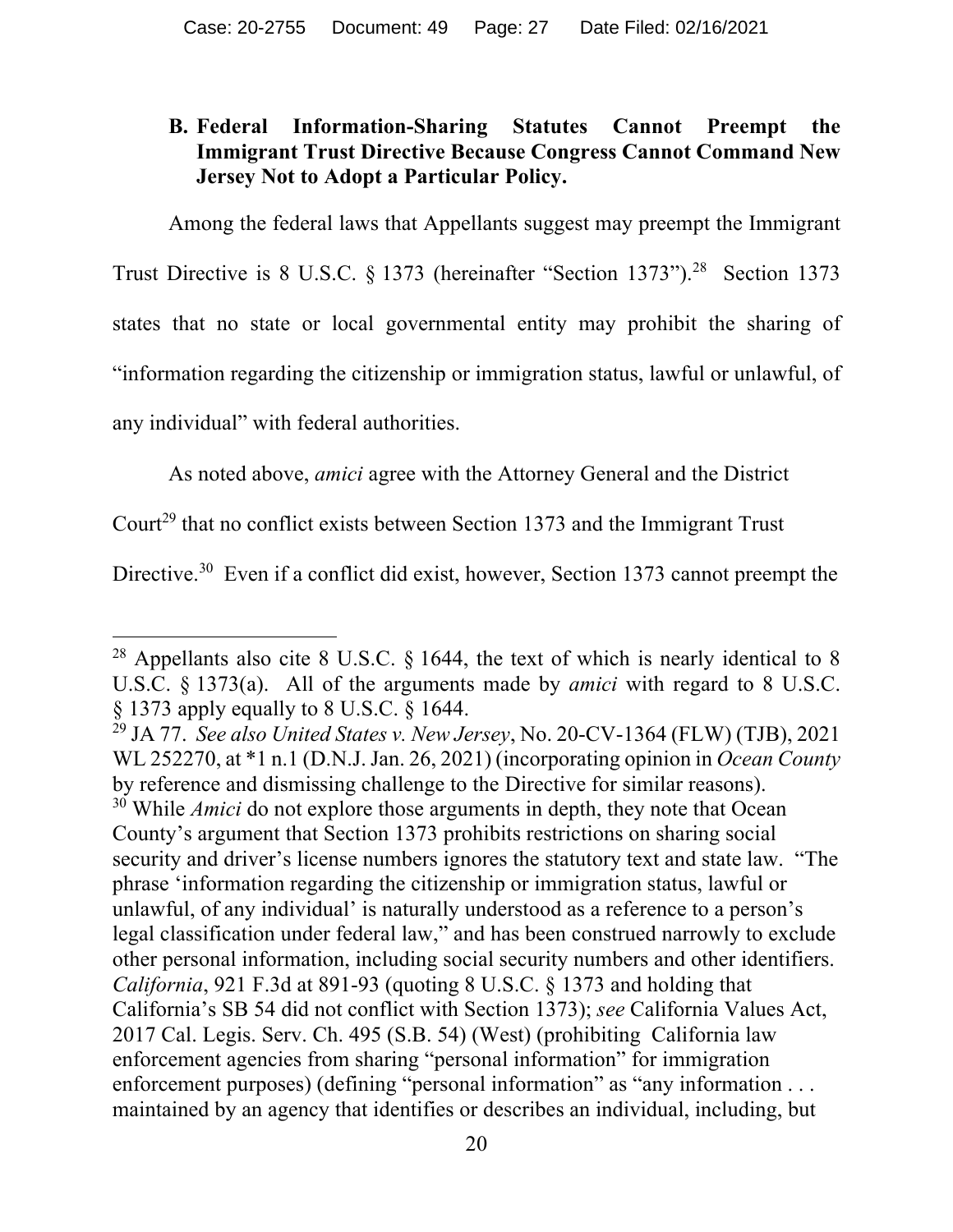### B. Federal Information-Sharing Statutes Cannot Preempt the Immigrant Trust Directive Because Congress Cannot Command New Jersey Not to Adopt a Particular Policy.

Among the federal laws that Appellants suggest may preempt the Immigrant Trust Directive is 8 U.S.C. § 1373 (hereinafter "Section 1373").[28] Section 1373 states that no state or local governmental entity may prohibit the sharing of "information regarding the citizenship or immigration status, lawful or unlawful, of any individual" with federal authorities.

As noted above, *amici* agree with the Attorney General and the District Court[29] that no conflict exists between Section 1373 and the Immigrant Trust Directive.[30] Even if a conflict did exist, however, Section 1373 cannot preempt the

---

[28] Appellants also cite 8 U.S.C. § 1644, the text of which is nearly identical to 8 U.S.C. § 1373(a). All of the arguments made by *amici* with regard to 8 U.S.C. § 1373 apply equally to 8 U.S.C. § 1644.

[29] JA 77. *See also United States v. New Jersey*, No. 20-CV-1364 (FLW) (TJB), 2021 WL 252270, at *1 n.1 (D.N.J. Jan. 26, 2021) (incorporating opinion in *Ocean County* by reference and dismissing challenge to the Directive for similar reasons).

[30] While *Amici* do not explore those arguments in depth, they note that Ocean County's argument that Section 1373 prohibits restrictions on sharing social security and driver's license numbers ignores the statutory text and state law. "The phrase 'information regarding the citizenship or immigration status, lawful or unlawful, of any individual' is naturally understood as a reference to a person's legal classification under federal law," and has been construed narrowly to exclude other personal information, including social security numbers and other identifiers. *California*, 921 F.3d at 891-93 (quoting 8 U.S.C. § 1373 and holding that California's SB 54 did not conflict with Section 1373); *see* California Values Act, 2017 Cal. Legis. Serv. Ch. 495 (S.B. 54) (West) (prohibiting California law enforcement agencies from sharing "personal information" for immigration enforcement purposes) (defining "personal information" as "any information . . . maintained by an agency that identifies or describes an individual, including, but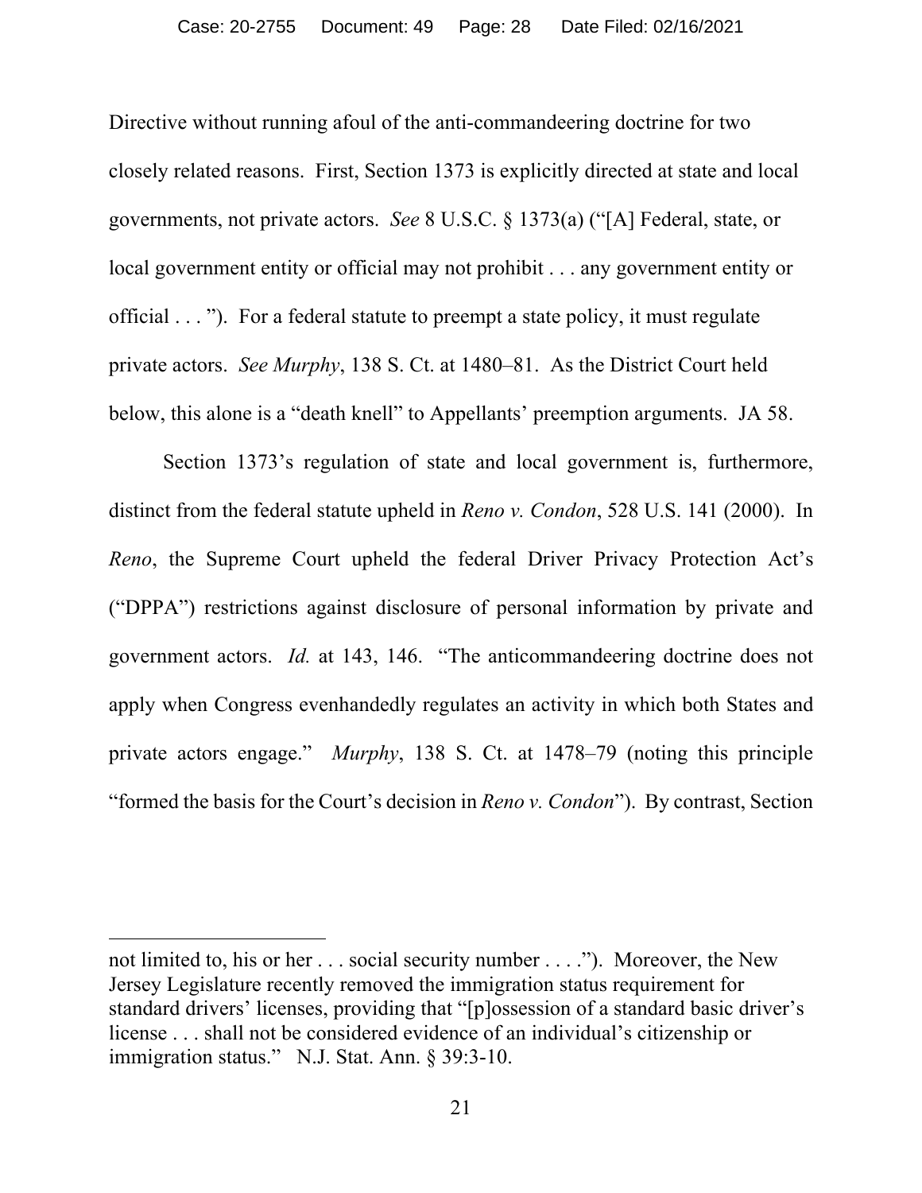Directive without running afoul of the anti-commandeering doctrine for two closely related reasons. First, Section 1373 is explicitly directed at state and local governments, not private actors. *See* 8 U.S.C. § 1373(a) ("[A] Federal, state, or local government entity or official may not prohibit . . . any government entity or official . . . "). For a federal statute to preempt a state policy, it must regulate private actors. *See Murphy*, 138 S. Ct. at 1480–81. As the District Court held below, this alone is a "death knell" to Appellants' preemption arguments. JA 58.

Section 1373's regulation of state and local government is, furthermore, distinct from the federal statute upheld in *Reno v. Condon*, 528 U.S. 141 (2000). In *Reno*, the Supreme Court upheld the federal Driver Privacy Protection Act's ("DPPA") restrictions against disclosure of personal information by private and government actors. *Id.* at 143, 146. "The anticommandeering doctrine does not apply when Congress evenhandedly regulates an activity in which both States and private actors engage." *Murphy*, 138 S. Ct. at 1478–79 (noting this principle "formed the basis for the Court's decision in *Reno v. Condon*"). By contrast, Section

---

not limited to, his or her . . . social security number . . . ."). Moreover, the New Jersey Legislature recently removed the immigration status requirement for standard drivers' licenses, providing that "[p]ossession of a standard basic driver's license . . . shall not be considered evidence of an individual's citizenship or immigration status." N.J. Stat. Ann. § 39:3-10.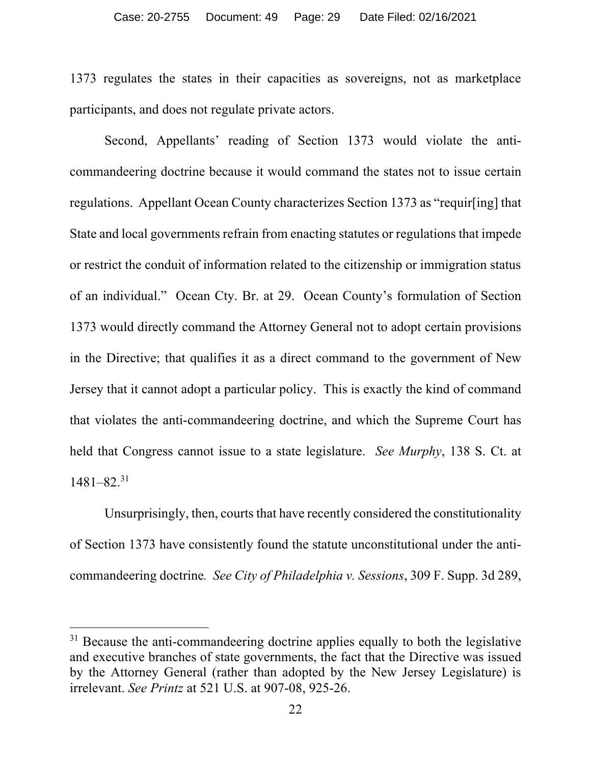1373 regulates the states in their capacities as sovereigns, not as marketplace participants, and does not regulate private actors.

Second, Appellants' reading of Section 1373 would violate the anti-commandeering doctrine because it would command the states not to issue certain regulations. Appellant Ocean County characterizes Section 1373 as "requir[ing] that State and local governments refrain from enacting statutes or regulations that impede or restrict the conduit of information related to the citizenship or immigration status of an individual." Ocean Cty. Br. at 29. Ocean County's formulation of Section 1373 would directly command the Attorney General not to adopt certain provisions in the Directive; that qualifies it as a direct command to the government of New Jersey that it cannot adopt a particular policy. This is exactly the kind of command that violates the anti-commandeering doctrine, and which the Supreme Court has held that Congress cannot issue to a state legislature. *See Murphy*, 138 S. Ct. at 1481–82.[31]

Unsurprisingly, then, courts that have recently considered the constitutionality of Section 1373 have consistently found the statute unconstitutional under the anti-commandeering doctrine. *See City of Philadelphia v. Sessions*, 309 F. Supp. 3d 289,

---

[31] Because the anti-commandeering doctrine applies equally to both the legislative and executive branches of state governments, the fact that the Directive was issued by the Attorney General (rather than adopted by the New Jersey Legislature) is irrelevant. *See Printz* at 521 U.S. at 907-08, 925-26.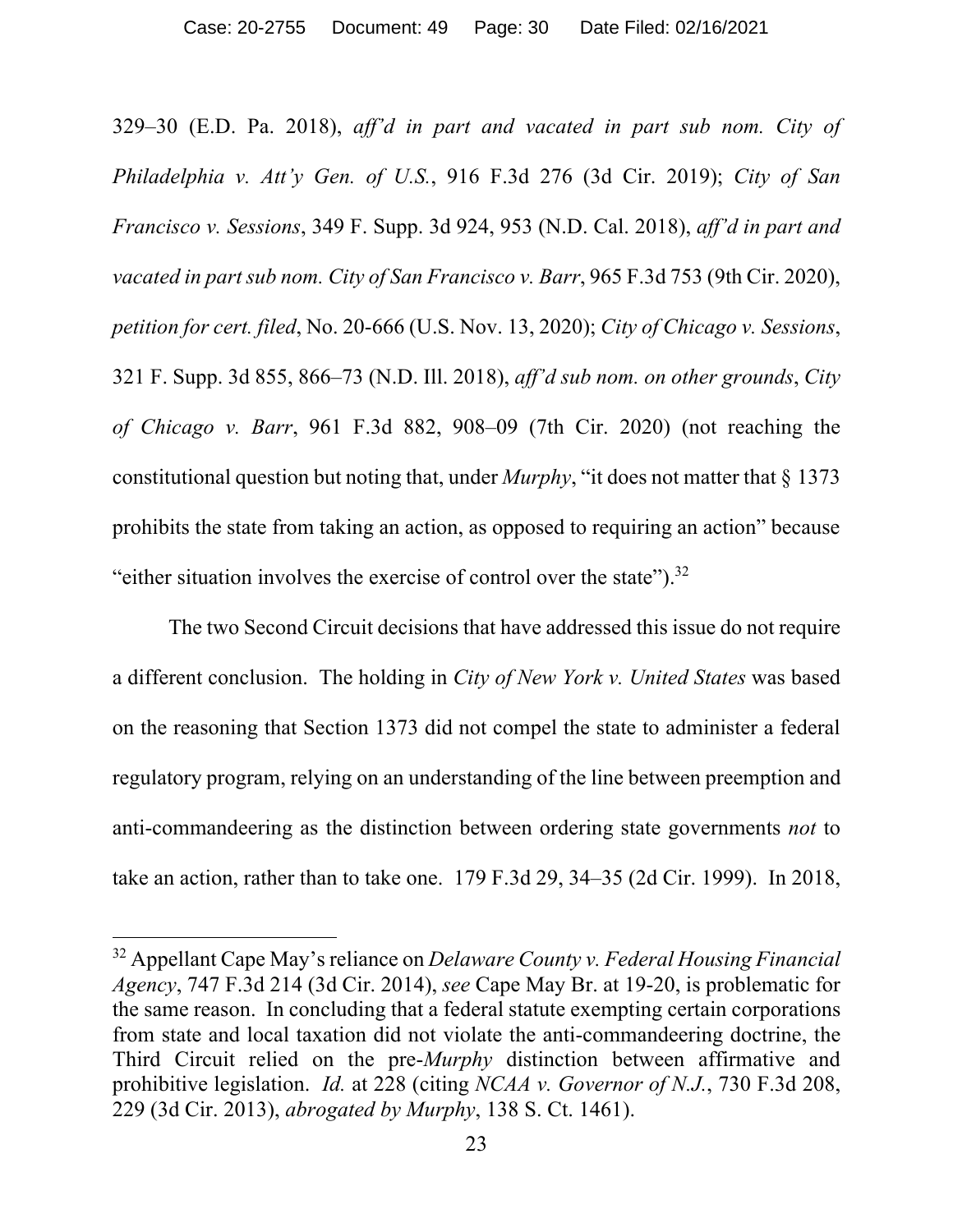329–30 (E.D. Pa. 2018), *aff'd in part and vacated in part sub nom. City of Philadelphia v. Att'y Gen. of U.S.*, 916 F.3d 276 (3d Cir. 2019); *City of San Francisco v. Sessions*, 349 F. Supp. 3d 924, 953 (N.D. Cal. 2018), *aff'd in part and vacated in part sub nom. City of San Francisco v. Barr*, 965 F.3d 753 (9th Cir. 2020), *petition for cert. filed*, No. 20-666 (U.S. Nov. 13, 2020); *City of Chicago v. Sessions*, 321 F. Supp. 3d 855, 866–73 (N.D. Ill. 2018), *aff'd sub nom. on other grounds*, *City of Chicago v. Barr*, 961 F.3d 882, 908–09 (7th Cir. 2020) (not reaching the constitutional question but noting that, under *Murphy*, "it does not matter that § 1373 prohibits the state from taking an action, as opposed to requiring an action" because "either situation involves the exercise of control over the state").[32]

The two Second Circuit decisions that have addressed this issue do not require a different conclusion. The holding in *City of New York v. United States* was based on the reasoning that Section 1373 did not compel the state to administer a federal regulatory program, relying on an understanding of the line between preemption and anti-commandeering as the distinction between ordering state governments *not* to take an action, rather than to take one. 179 F.3d 29, 34–35 (2d Cir. 1999). In 2018,

---

[32] Appellant Cape May's reliance on *Delaware County v. Federal Housing Financial Agency*, 747 F.3d 214 (3d Cir. 2014), *see* Cape May Br. at 19-20, is problematic for the same reason. In concluding that a federal statute exempting certain corporations from state and local taxation did not violate the anti-commandeering doctrine, the Third Circuit relied on the pre-*Murphy* distinction between affirmative and prohibitive legislation. *Id.* at 228 (citing *NCAA v. Governor of N.J.*, 730 F.3d 208, 229 (3d Cir. 2013), *abrogated by Murphy*, 138 S. Ct. 1461).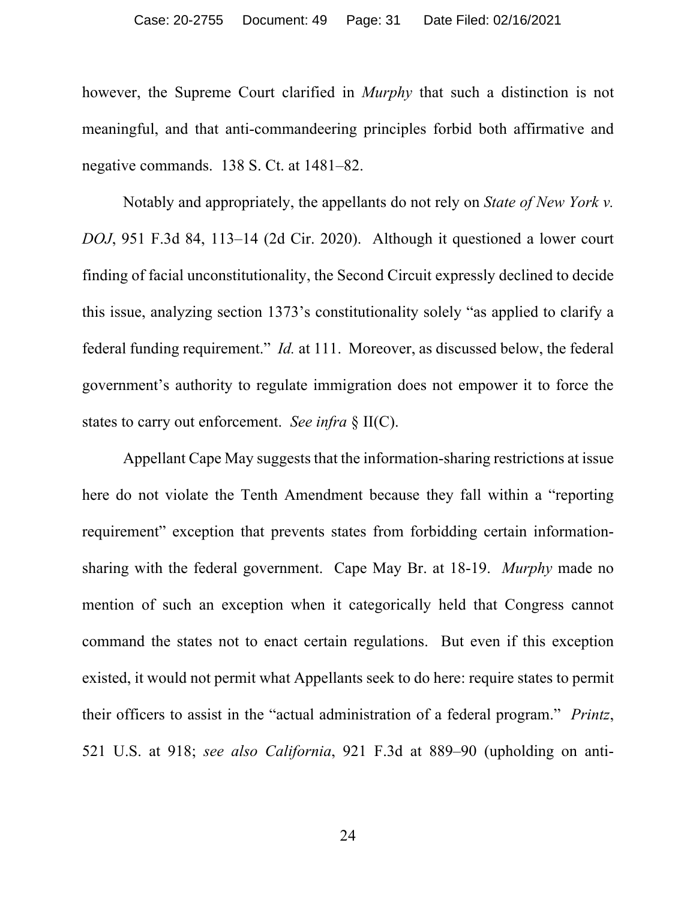however, the Supreme Court clarified in *Murphy* that such a distinction is not meaningful, and that anti-commandeering principles forbid both affirmative and negative commands. 138 S. Ct. at 1481–82.

Notably and appropriately, the appellants do not rely on *State of New York v. DOJ*, 951 F.3d 84, 113–14 (2d Cir. 2020). Although it questioned a lower court finding of facial unconstitutionality, the Second Circuit expressly declined to decide this issue, analyzing section 1373's constitutionality solely "as applied to clarify a federal funding requirement." *Id.* at 111. Moreover, as discussed below, the federal government's authority to regulate immigration does not empower it to force the states to carry out enforcement. *See infra* § II(C).

Appellant Cape May suggests that the information-sharing restrictions at issue here do not violate the Tenth Amendment because they fall within a "reporting requirement" exception that prevents states from forbidding certain information-sharing with the federal government. Cape May Br. at 18-19. *Murphy* made no mention of such an exception when it categorically held that Congress cannot command the states not to enact certain regulations. But even if this exception existed, it would not permit what Appellants seek to do here: require states to permit their officers to assist in the "actual administration of a federal program." *Printz*, 521 U.S. at 918; *see also California*, 921 F.3d at 889–90 (upholding on anti-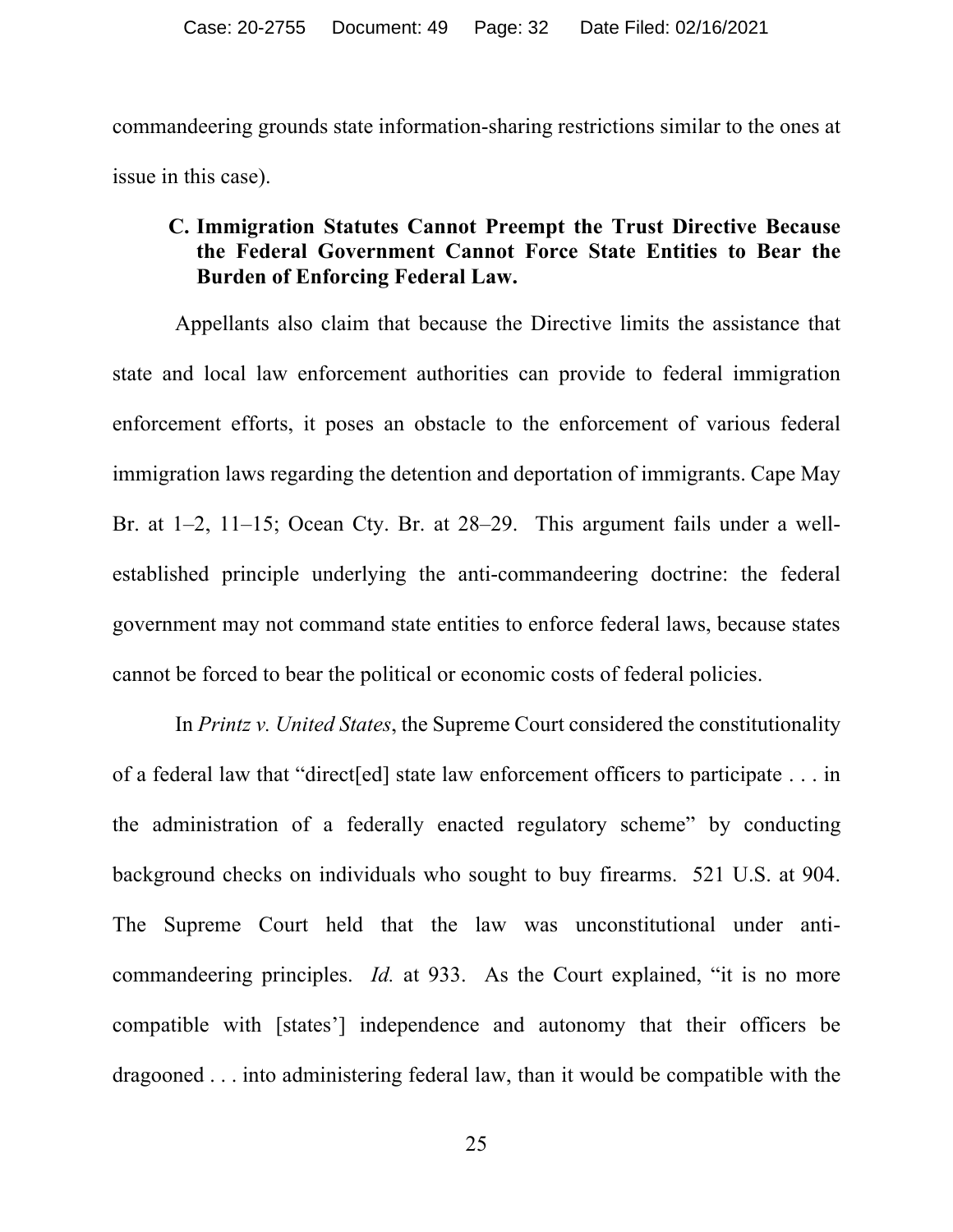commandeering grounds state information-sharing restrictions similar to the ones at issue in this case).

### C. Immigration Statutes Cannot Preempt the Trust Directive Because the Federal Government Cannot Force State Entities to Bear the Burden of Enforcing Federal Law.

Appellants also claim that because the Directive limits the assistance that state and local law enforcement authorities can provide to federal immigration enforcement efforts, it poses an obstacle to the enforcement of various federal immigration laws regarding the detention and deportation of immigrants. Cape May Br. at 1–2, 11–15; Ocean Cty. Br. at 28–29. This argument fails under a well-established principle underlying the anti-commandeering doctrine: the federal government may not command state entities to enforce federal laws, because states cannot be forced to bear the political or economic costs of federal policies.

In *Printz v. United States*, the Supreme Court considered the constitutionality of a federal law that "direct[ed] state law enforcement officers to participate . . . in the administration of a federally enacted regulatory scheme" by conducting background checks on individuals who sought to buy firearms. 521 U.S. at 904. The Supreme Court held that the law was unconstitutional under anti-commandeering principles. *Id.* at 933. As the Court explained, "it is no more compatible with [states'] independence and autonomy that their officers be dragooned . . . into administering federal law, than it would be compatible with the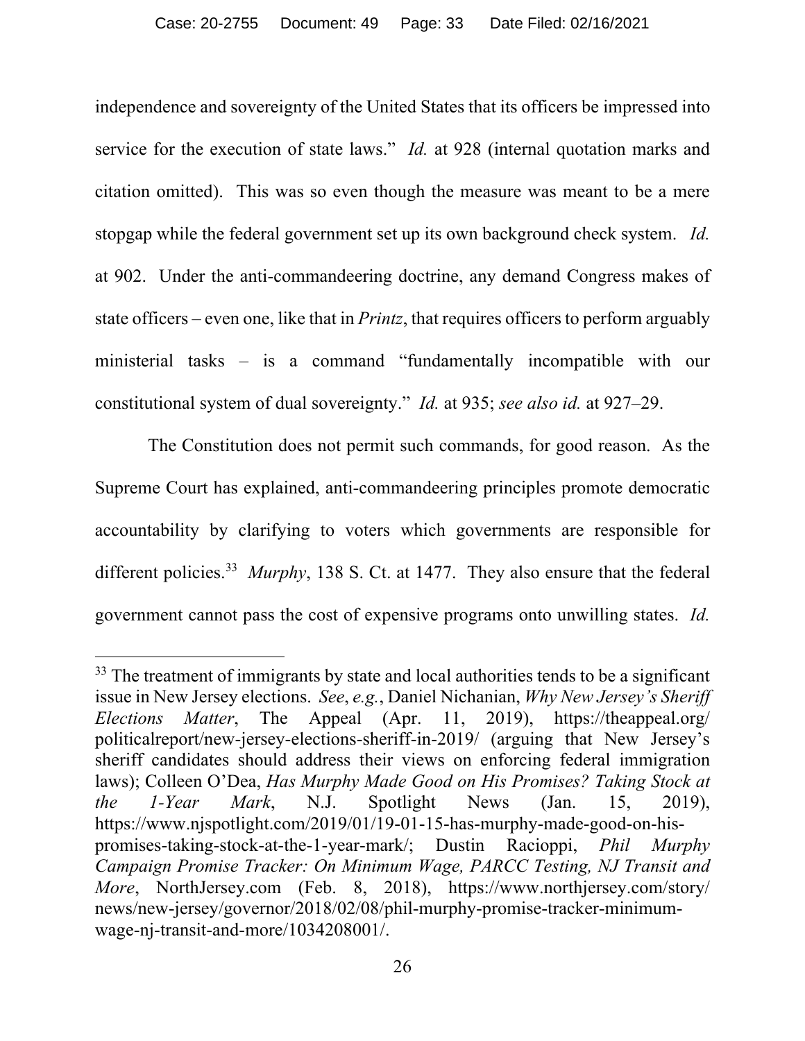independence and sovereignty of the United States that its officers be impressed into service for the execution of state laws." *Id.* at 928 (internal quotation marks and citation omitted). This was so even though the measure was meant to be a mere stopgap while the federal government set up its own background check system. *Id.* at 902. Under the anti-commandeering doctrine, any demand Congress makes of state officers – even one, like that in *Printz*, that requires officers to perform arguably ministerial tasks – is a command "fundamentally incompatible with our constitutional system of dual sovereignty." *Id.* at 935; *see also id.* at 927–29.

The Constitution does not permit such commands, for good reason. As the Supreme Court has explained, anti-commandeering principles promote democratic accountability by clarifying to voters which governments are responsible for different policies.[33] *Murphy*, 138 S. Ct. at 1477. They also ensure that the federal government cannot pass the cost of expensive programs onto unwilling states. *Id.*

---

[33] The treatment of immigrants by state and local authorities tends to be a significant issue in New Jersey elections. *See*, *e.g.*, Daniel Nichanian, *Why New Jersey's Sheriff Elections Matter*, The Appeal (Apr. 11, 2019), https://theappeal.org/politicalreport/new-jersey-elections-sheriff-in-2019/ (arguing that New Jersey's sheriff candidates should address their views on enforcing federal immigration laws); Colleen O'Dea, *Has Murphy Made Good on His Promises? Taking Stock at the 1-Year Mark*, N.J. Spotlight News (Jan. 15, 2019), https://www.njspotlight.com/2019/01/19-01-15-has-murphy-made-good-on-his-promises-taking-stock-at-the-1-year-mark/; Dustin Racioppi, *Phil Murphy Campaign Promise Tracker: On Minimum Wage, PARCC Testing, NJ Transit and More*, NorthJersey.com (Feb. 8, 2018), https://www.northjersey.com/story/news/new-jersey/governor/2018/02/08/phil-murphy-promise-tracker-minimum-wage-nj-transit-and-more/1034208001/.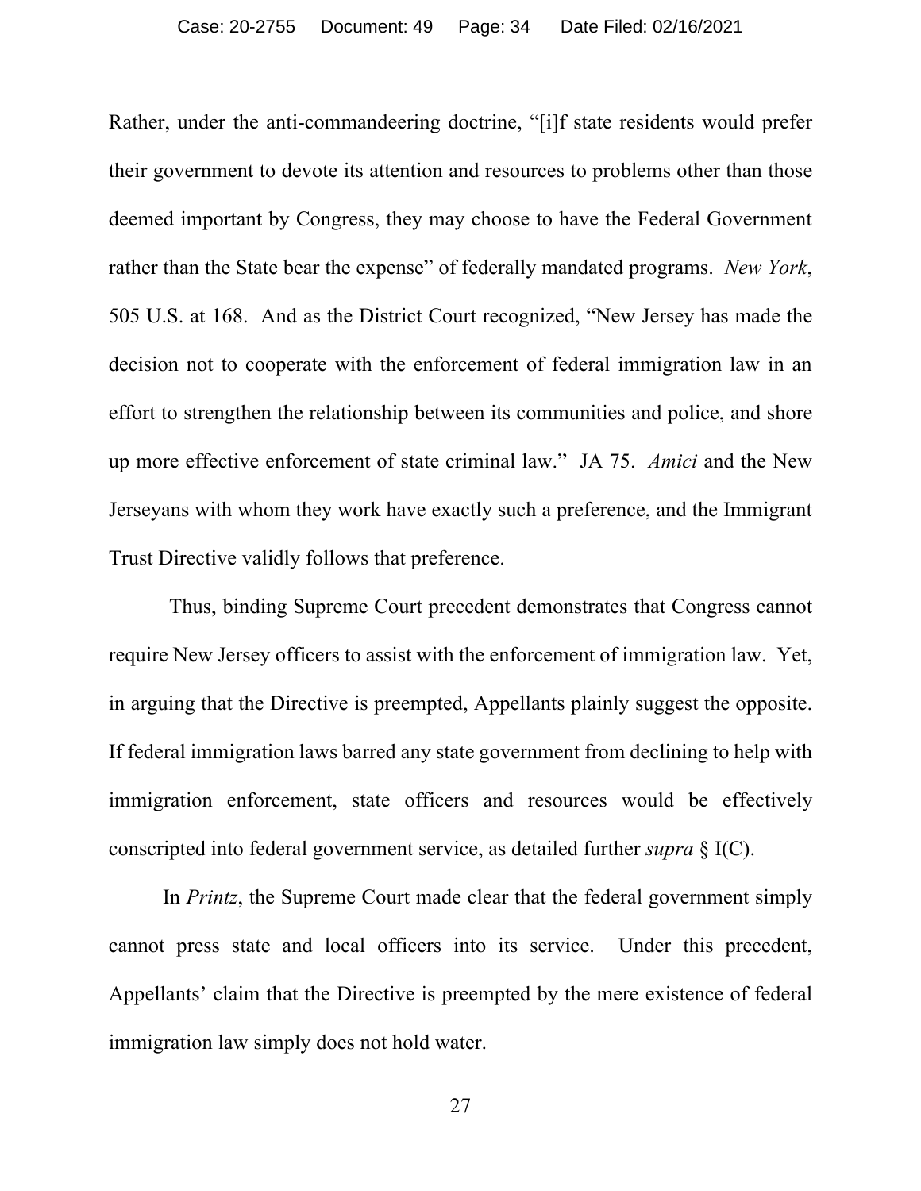Rather, under the anti-commandeering doctrine, "[i]f state residents would prefer their government to devote its attention and resources to problems other than those deemed important by Congress, they may choose to have the Federal Government rather than the State bear the expense" of federally mandated programs. *New York*, 505 U.S. at 168. And as the District Court recognized, "New Jersey has made the decision not to cooperate with the enforcement of federal immigration law in an effort to strengthen the relationship between its communities and police, and shore up more effective enforcement of state criminal law." JA 75. *Amici* and the New Jerseyans with whom they work have exactly such a preference, and the Immigrant Trust Directive validly follows that preference.

Thus, binding Supreme Court precedent demonstrates that Congress cannot require New Jersey officers to assist with the enforcement of immigration law. Yet, in arguing that the Directive is preempted, Appellants plainly suggest the opposite. If federal immigration laws barred any state government from declining to help with immigration enforcement, state officers and resources would be effectively conscripted into federal government service, as detailed further *supra* § I(C).

In *Printz*, the Supreme Court made clear that the federal government simply cannot press state and local officers into its service. Under this precedent, Appellants' claim that the Directive is preempted by the mere existence of federal immigration law simply does not hold water.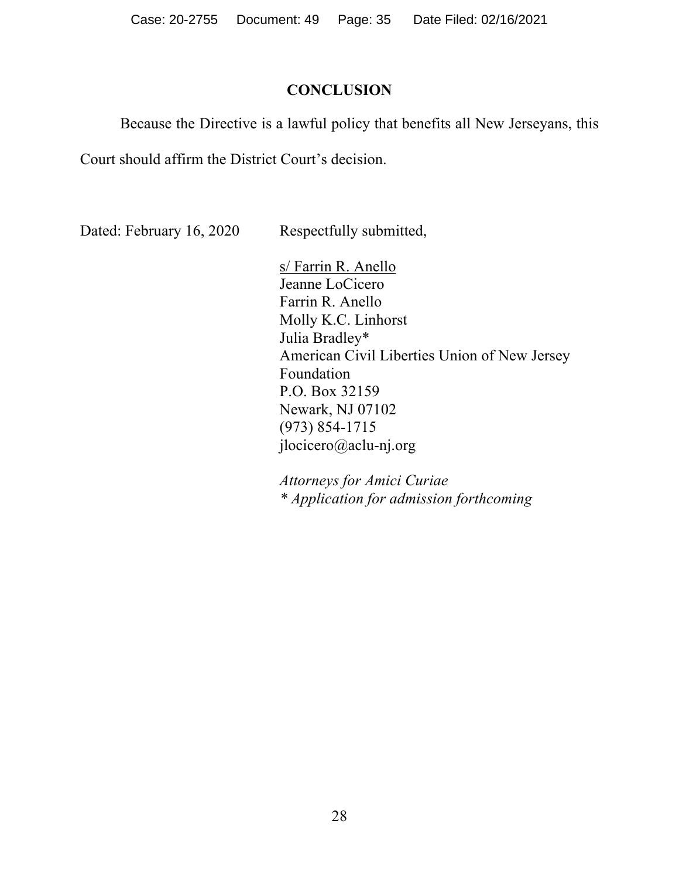## CONCLUSION

Because the Directive is a lawful policy that benefits all New Jerseyans, this Court should affirm the District Court's decision.

Dated: February 16, 2020

Respectfully submitted,

s/ Farrin R. Anello
Jeanne LoCicero
Farrin R. Anello
Molly K.C. Linhorst
Julia Bradley*
American Civil Liberties Union of New Jersey Foundation
P.O. Box 32159
Newark, NJ 07102
(973) 854-1715
jlocicero@aclu-nj.org

*Attorneys for Amici Curiae*
*\* Application for admission forthcoming*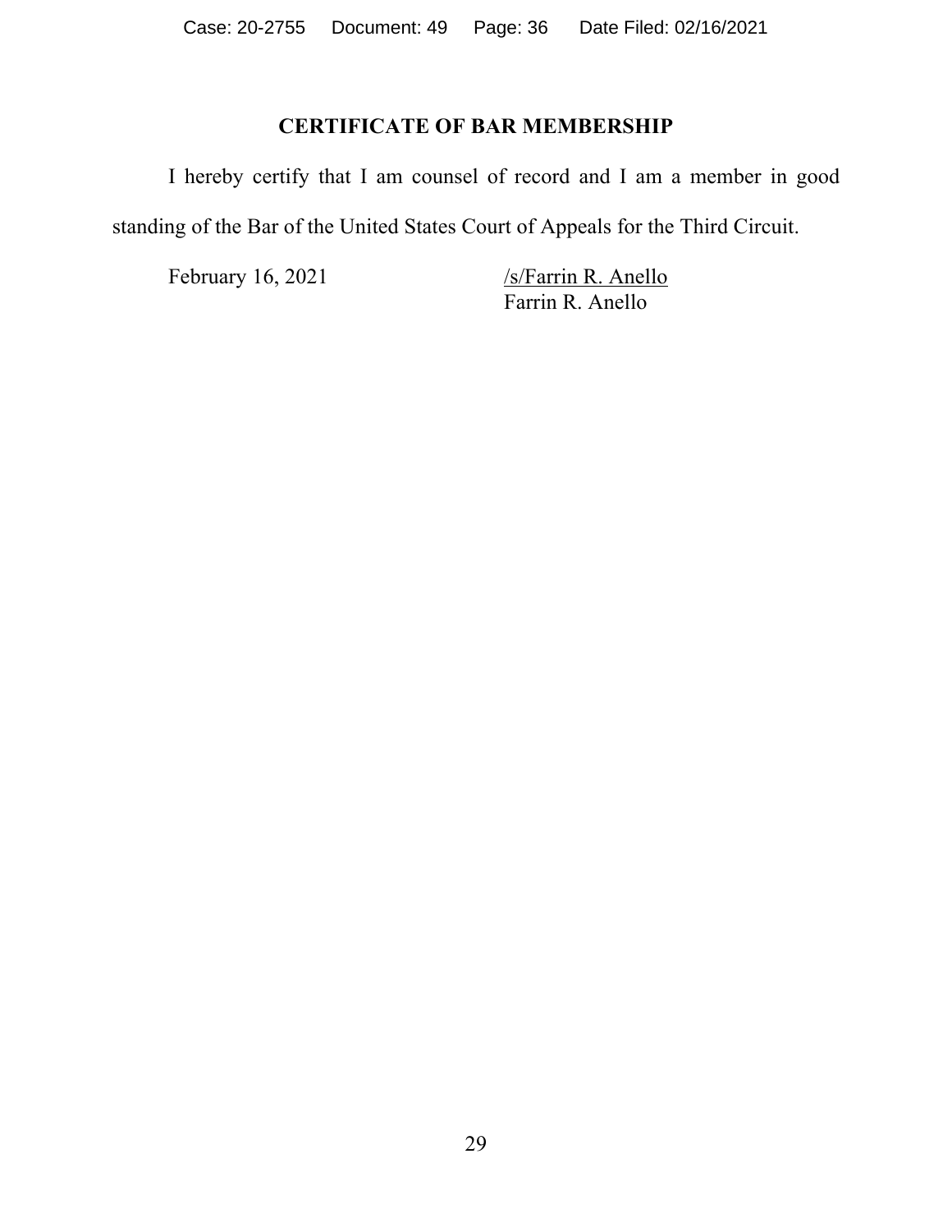## CERTIFICATE OF BAR MEMBERSHIP

I hereby certify that I am counsel of record and I am a member in good standing of the Bar of the United States Court of Appeals for the Third Circuit.

February 16, 2021

/s/Farrin R. Anello
Farrin R. Anello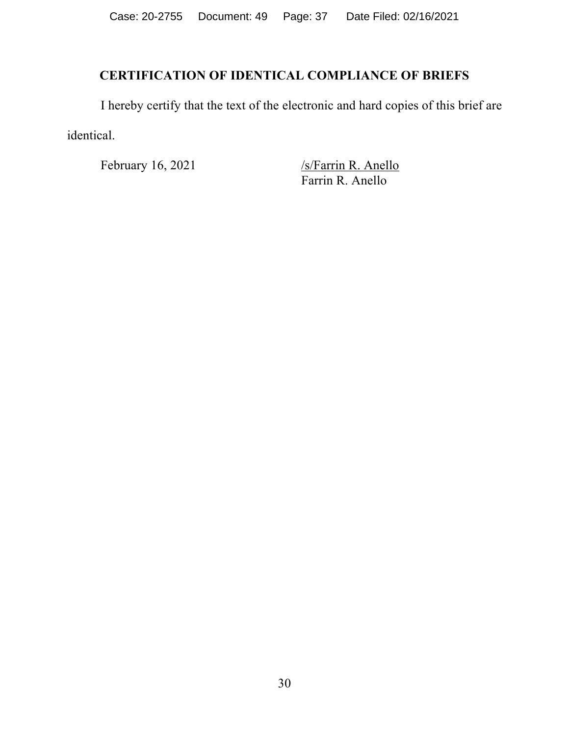## CERTIFICATION OF IDENTICAL COMPLIANCE OF BRIEFS

I hereby certify that the text of the electronic and hard copies of this brief are identical.

February 16, 2021

/s/Farrin R. Anello
Farrin R. Anello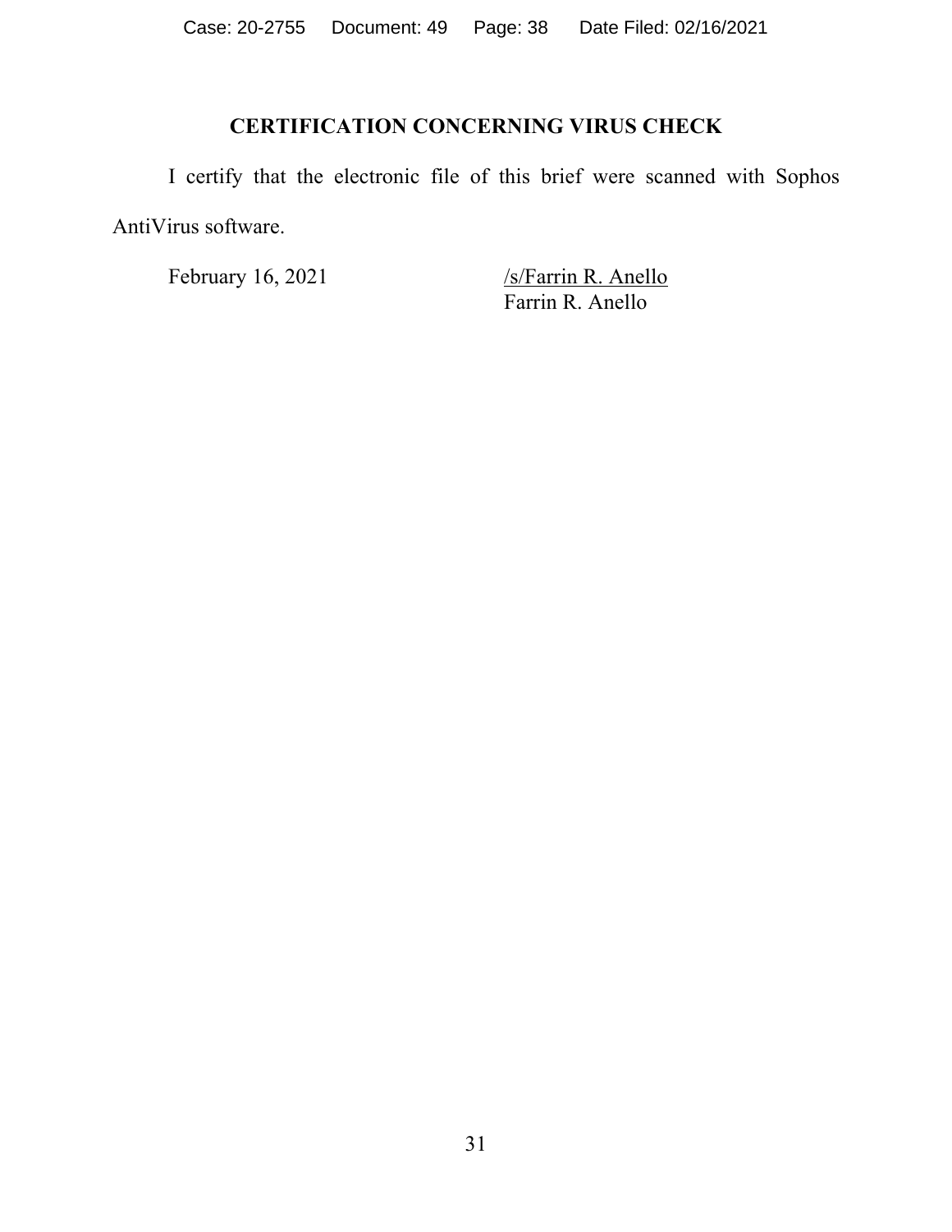## CERTIFICATION CONCERNING VIRUS CHECK

I certify that the electronic file of this brief were scanned with Sophos AntiVirus software.

February 16, 2021

/s/Farrin R. Anello
Farrin R. Anello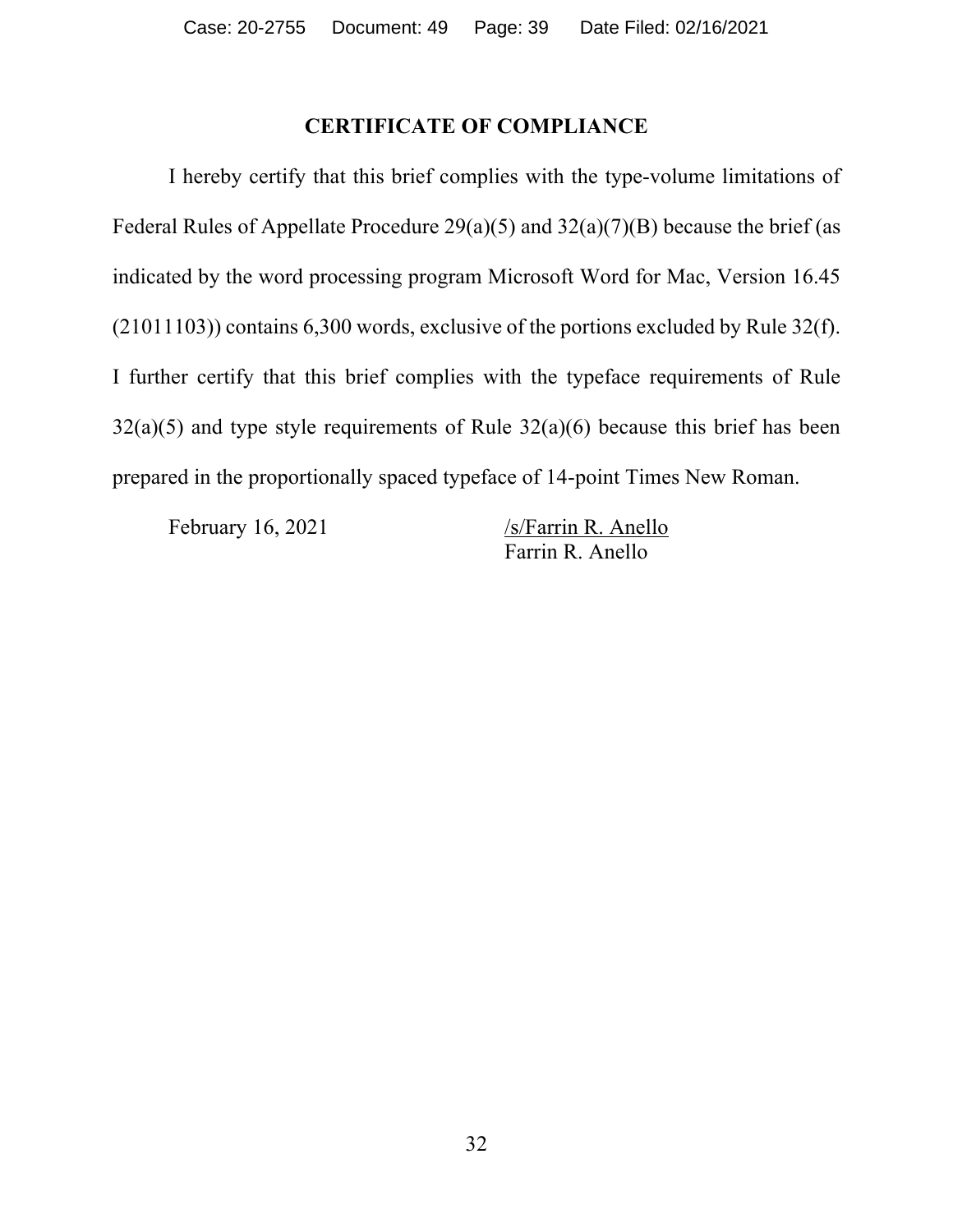## CERTIFICATE OF COMPLIANCE

I hereby certify that this brief complies with the type-volume limitations of Federal Rules of Appellate Procedure 29(a)(5) and 32(a)(7)(B) because the brief (as indicated by the word processing program Microsoft Word for Mac, Version 16.45 (21011103)) contains 6,300 words, exclusive of the portions excluded by Rule 32(f). I further certify that this brief complies with the typeface requirements of Rule 32(a)(5) and type style requirements of Rule 32(a)(6) because this brief has been prepared in the proportionally spaced typeface of 14-point Times New Roman.

February 16, 2021

/s/Farrin R. Anello
Farrin R. Anello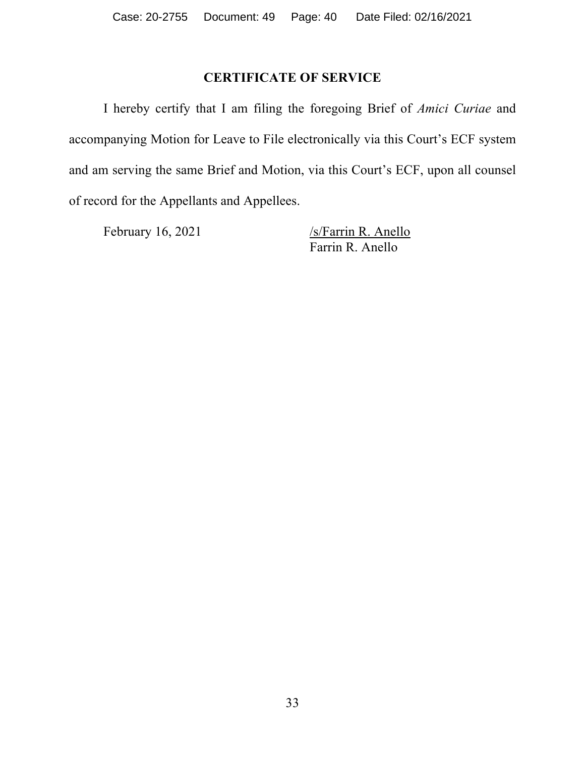## CERTIFICATE OF SERVICE

I hereby certify that I am filing the foregoing Brief of *Amici Curiae* and accompanying Motion for Leave to File electronically via this Court's ECF system and am serving the same Brief and Motion, via this Court's ECF, upon all counsel of record for the Appellants and Appellees.

February 16, 2021

/s/Farrin R. Anello
Farrin R. Anello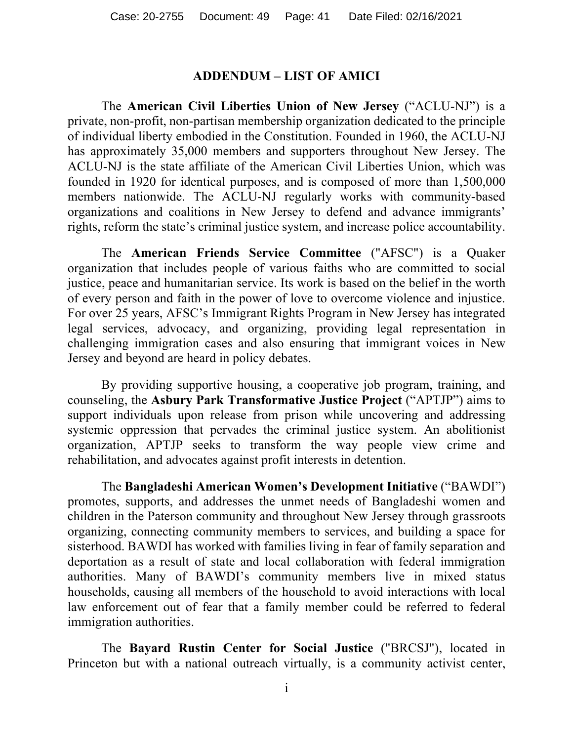## ADDENDUM – LIST OF AMICI

The **American Civil Liberties Union of New Jersey** ("ACLU-NJ") is a private, non-profit, non-partisan membership organization dedicated to the principle of individual liberty embodied in the Constitution. Founded in 1960, the ACLU-NJ has approximately 35,000 members and supporters throughout New Jersey. The ACLU-NJ is the state affiliate of the American Civil Liberties Union, which was founded in 1920 for identical purposes, and is composed of more than 1,500,000 members nationwide. The ACLU-NJ regularly works with community-based organizations and coalitions in New Jersey to defend and advance immigrants' rights, reform the state's criminal justice system, and increase police accountability.

The **American Friends Service Committee** ("AFSC") is a Quaker organization that includes people of various faiths who are committed to social justice, peace and humanitarian service. Its work is based on the belief in the worth of every person and faith in the power of love to overcome violence and injustice. For over 25 years, AFSC's Immigrant Rights Program in New Jersey has integrated legal services, advocacy, and organizing, providing legal representation in challenging immigration cases and also ensuring that immigrant voices in New Jersey and beyond are heard in policy debates.

By providing supportive housing, a cooperative job program, training, and counseling, the **Asbury Park Transformative Justice Project** ("APTJP") aims to support individuals upon release from prison while uncovering and addressing systemic oppression that pervades the criminal justice system. An abolitionist organization, APTJP seeks to transform the way people view crime and rehabilitation, and advocates against profit interests in detention.

The **Bangladeshi American Women's Development Initiative** ("BAWDI") promotes, supports, and addresses the unmet needs of Bangladeshi women and children in the Paterson community and throughout New Jersey through grassroots organizing, connecting community members to services, and building a space for sisterhood. BAWDI has worked with families living in fear of family separation and deportation as a result of state and local collaboration with federal immigration authorities. Many of BAWDI's community members live in mixed status households, causing all members of the household to avoid interactions with local law enforcement out of fear that a family member could be referred to federal immigration authorities.

The **Bayard Rustin Center for Social Justice** ("BRCSJ"), located in Princeton but with a national outreach virtually, is a community activist center,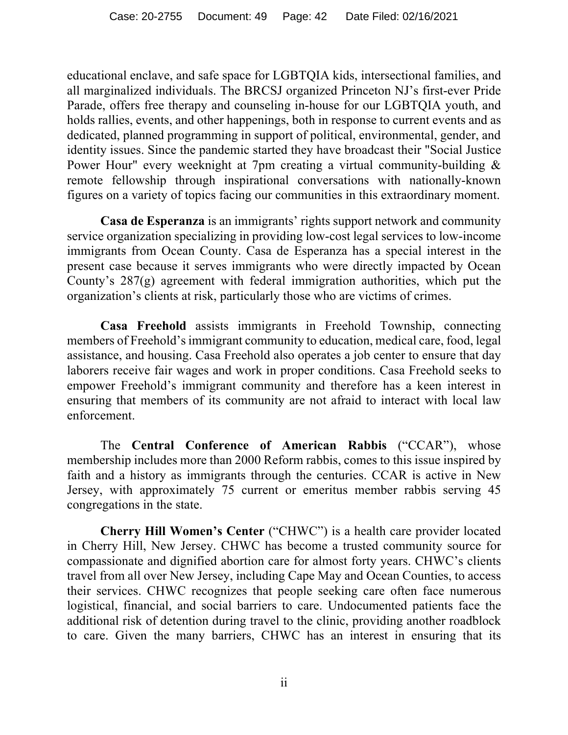educational enclave, and safe space for LGBTQIA kids, intersectional families, and all marginalized individuals. The BRCSJ organized Princeton NJ's first-ever Pride Parade, offers free therapy and counseling in-house for our LGBTQIA youth, and holds rallies, events, and other happenings, both in response to current events and as dedicated, planned programming in support of political, environmental, gender, and identity issues. Since the pandemic started they have broadcast their "Social Justice Power Hour" every weeknight at 7pm creating a virtual community-building & remote fellowship through inspirational conversations with nationally-known figures on a variety of topics facing our communities in this extraordinary moment.

**Casa de Esperanza** is an immigrants' rights support network and community service organization specializing in providing low-cost legal services to low-income immigrants from Ocean County. Casa de Esperanza has a special interest in the present case because it serves immigrants who were directly impacted by Ocean County's 287(g) agreement with federal immigration authorities, which put the organization's clients at risk, particularly those who are victims of crimes.

**Casa Freehold** assists immigrants in Freehold Township, connecting members of Freehold's immigrant community to education, medical care, food, legal assistance, and housing. Casa Freehold also operates a job center to ensure that day laborers receive fair wages and work in proper conditions. Casa Freehold seeks to empower Freehold's immigrant community and therefore has a keen interest in ensuring that members of its community are not afraid to interact with local law enforcement.

The **Central Conference of American Rabbis** ("CCAR"), whose membership includes more than 2000 Reform rabbis, comes to this issue inspired by faith and a history as immigrants through the centuries. CCAR is active in New Jersey, with approximately 75 current or emeritus member rabbis serving 45 congregations in the state.

**Cherry Hill Women's Center** ("CHWC") is a health care provider located in Cherry Hill, New Jersey. CHWC has become a trusted community source for compassionate and dignified abortion care for almost forty years. CHWC's clients travel from all over New Jersey, including Cape May and Ocean Counties, to access their services. CHWC recognizes that people seeking care often face numerous logistical, financial, and social barriers to care. Undocumented patients face the additional risk of detention during travel to the clinic, providing another roadblock to care. Given the many barriers, CHWC has an interest in ensuring that its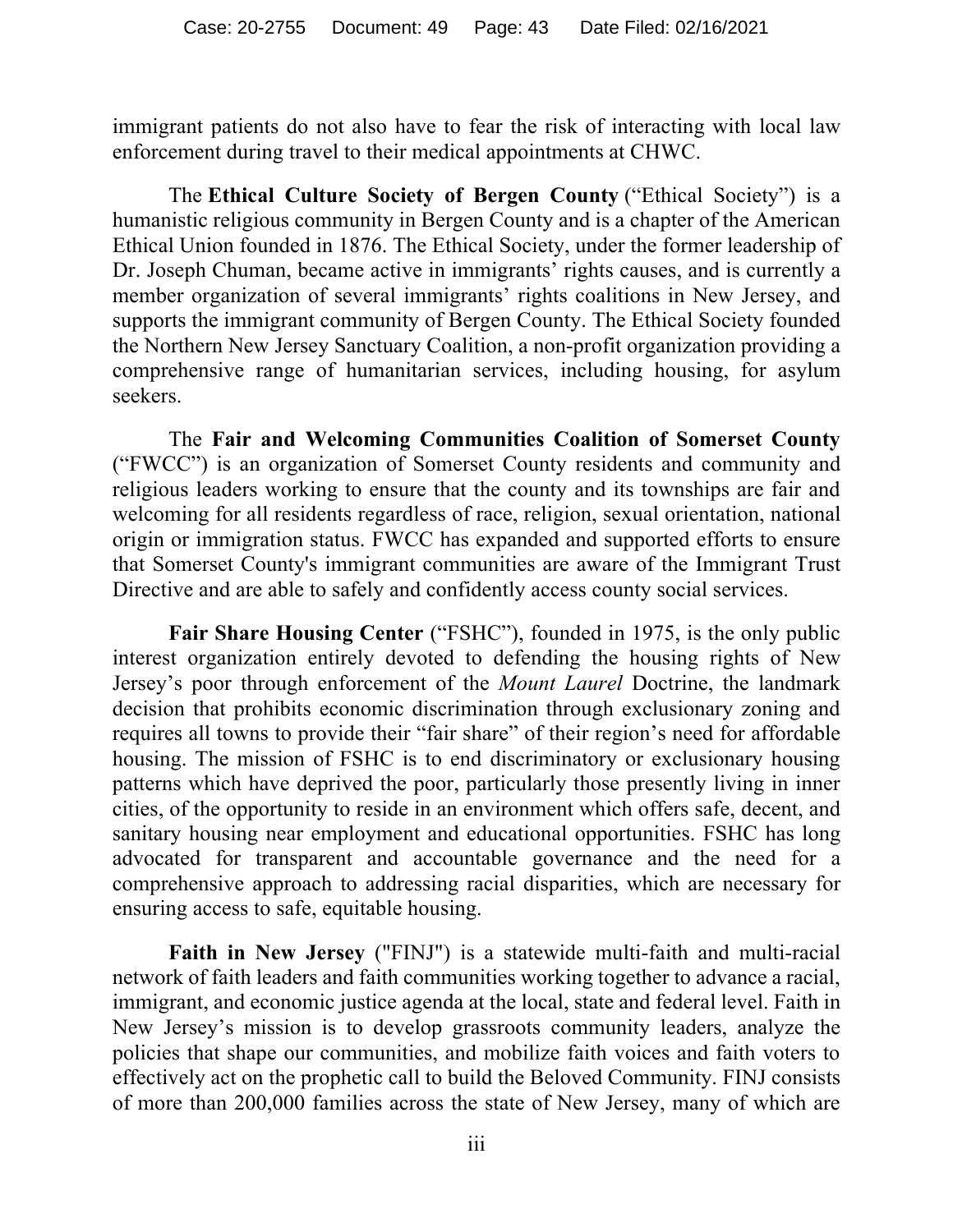immigrant patients do not also have to fear the risk of interacting with local law enforcement during travel to their medical appointments at CHWC.

The **Ethical Culture Society of Bergen County** ("Ethical Society") is a humanistic religious community in Bergen County and is a chapter of the American Ethical Union founded in 1876. The Ethical Society, under the former leadership of Dr. Joseph Chuman, became active in immigrants' rights causes, and is currently a member organization of several immigrants' rights coalitions in New Jersey, and supports the immigrant community of Bergen County. The Ethical Society founded the Northern New Jersey Sanctuary Coalition, a non-profit organization providing a comprehensive range of humanitarian services, including housing, for asylum seekers.

The **Fair and Welcoming Communities Coalition of Somerset County** ("FWCC") is an organization of Somerset County residents and community and religious leaders working to ensure that the county and its townships are fair and welcoming for all residents regardless of race, religion, sexual orientation, national origin or immigration status. FWCC has expanded and supported efforts to ensure that Somerset County's immigrant communities are aware of the Immigrant Trust Directive and are able to safely and confidently access county social services.

**Fair Share Housing Center** ("FSHC"), founded in 1975, is the only public interest organization entirely devoted to defending the housing rights of New Jersey's poor through enforcement of the *Mount Laurel* Doctrine, the landmark decision that prohibits economic discrimination through exclusionary zoning and requires all towns to provide their "fair share" of their region's need for affordable housing. The mission of FSHC is to end discriminatory or exclusionary housing patterns which have deprived the poor, particularly those presently living in inner cities, of the opportunity to reside in an environment which offers safe, decent, and sanitary housing near employment and educational opportunities. FSHC has long advocated for transparent and accountable governance and the need for a comprehensive approach to addressing racial disparities, which are necessary for ensuring access to safe, equitable housing.

**Faith in New Jersey** ("FINJ") is a statewide multi-faith and multi-racial network of faith leaders and faith communities working together to advance a racial, immigrant, and economic justice agenda at the local, state and federal level. Faith in New Jersey's mission is to develop grassroots community leaders, analyze the policies that shape our communities, and mobilize faith voices and faith voters to effectively act on the prophetic call to build the Beloved Community. FINJ consists of more than 200,000 families across the state of New Jersey, many of which are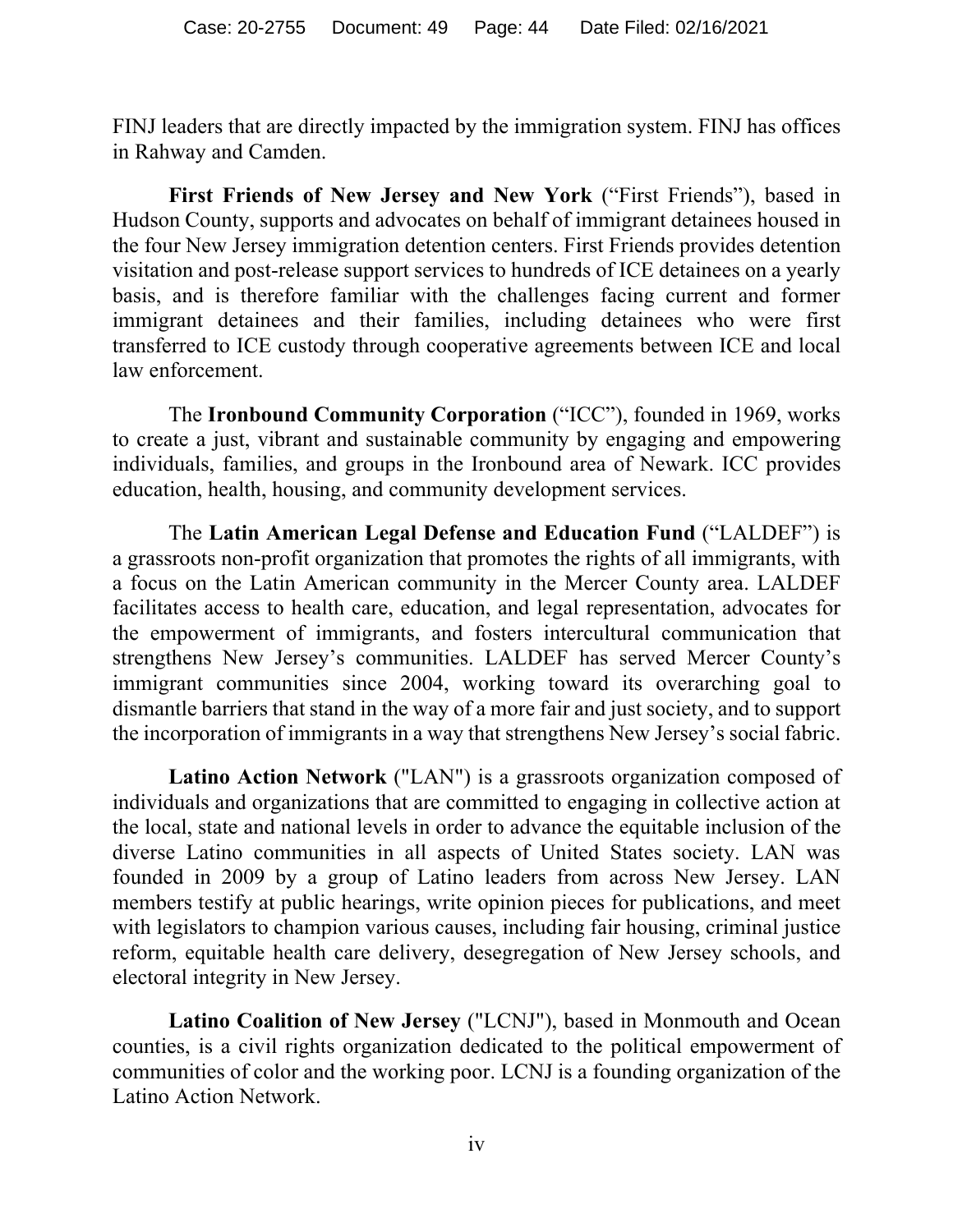FINJ leaders that are directly impacted by the immigration system. FINJ has offices in Rahway and Camden.

**First Friends of New Jersey and New York** (“First Friends”), based in Hudson County, supports and advocates on behalf of immigrant detainees housed in the four New Jersey immigration detention centers. First Friends provides detention visitation and post-release support services to hundreds of ICE detainees on a yearly basis, and is therefore familiar with the challenges facing current and former immigrant detainees and their families, including detainees who were first transferred to ICE custody through cooperative agreements between ICE and local law enforcement.

The **Ironbound Community Corporation** (“ICC”), founded in 1969, works to create a just, vibrant and sustainable community by engaging and empowering individuals, families, and groups in the Ironbound area of Newark. ICC provides education, health, housing, and community development services.

The **Latin American Legal Defense and Education Fund** (“LALDEF”) is a grassroots non-profit organization that promotes the rights of all immigrants, with a focus on the Latin American community in the Mercer County area. LALDEF facilitates access to health care, education, and legal representation, advocates for the empowerment of immigrants, and fosters intercultural communication that strengthens New Jersey’s communities. LALDEF has served Mercer County’s immigrant communities since 2004, working toward its overarching goal to dismantle barriers that stand in the way of a more fair and just society, and to support the incorporation of immigrants in a way that strengthens New Jersey’s social fabric.

**Latino Action Network** ("LAN") is a grassroots organization composed of individuals and organizations that are committed to engaging in collective action at the local, state and national levels in order to advance the equitable inclusion of the diverse Latino communities in all aspects of United States society. LAN was founded in 2009 by a group of Latino leaders from across New Jersey. LAN members testify at public hearings, write opinion pieces for publications, and meet with legislators to champion various causes, including fair housing, criminal justice reform, equitable health care delivery, desegregation of New Jersey schools, and electoral integrity in New Jersey.

**Latino Coalition of New Jersey** ("LCNJ"), based in Monmouth and Ocean counties, is a civil rights organization dedicated to the political empowerment of communities of color and the working poor. LCNJ is a founding organization of the Latino Action Network.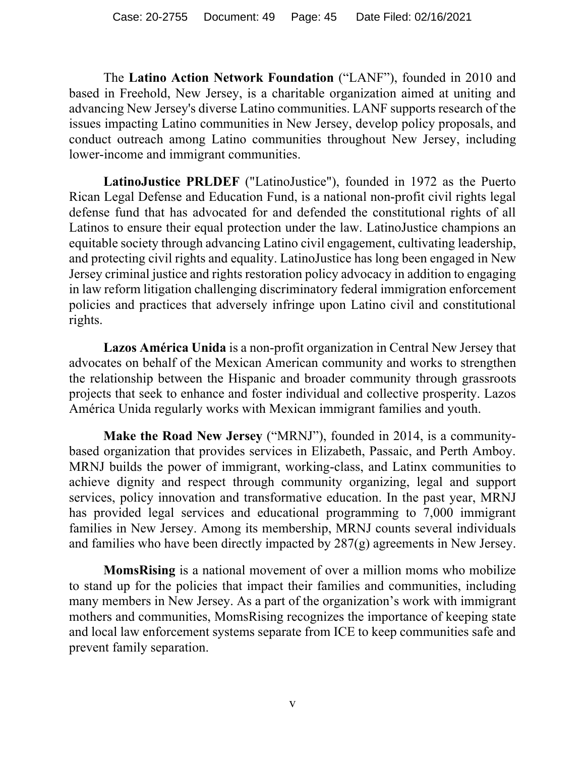The **Latino Action Network Foundation** (“LANF”), founded in 2010 and based in Freehold, New Jersey, is a charitable organization aimed at uniting and advancing New Jersey's diverse Latino communities. LANF supports research of the issues impacting Latino communities in New Jersey, develop policy proposals, and conduct outreach among Latino communities throughout New Jersey, including lower-income and immigrant communities.

**LatinoJustice PRLDEF** ("LatinoJustice"), founded in 1972 as the Puerto Rican Legal Defense and Education Fund, is a national non-profit civil rights legal defense fund that has advocated for and defended the constitutional rights of all Latinos to ensure their equal protection under the law. LatinoJustice champions an equitable society through advancing Latino civil engagement, cultivating leadership, and protecting civil rights and equality. LatinoJustice has long been engaged in New Jersey criminal justice and rights restoration policy advocacy in addition to engaging in law reform litigation challenging discriminatory federal immigration enforcement policies and practices that adversely infringe upon Latino civil and constitutional rights.

**Lazos América Unida** is a non-profit organization in Central New Jersey that advocates on behalf of the Mexican American community and works to strengthen the relationship between the Hispanic and broader community through grassroots projects that seek to enhance and foster individual and collective prosperity. Lazos América Unida regularly works with Mexican immigrant families and youth.

**Make the Road New Jersey** (“MRNJ”), founded in 2014, is a community-based organization that provides services in Elizabeth, Passaic, and Perth Amboy. MRNJ builds the power of immigrant, working-class, and Latinx communities to achieve dignity and respect through community organizing, legal and support services, policy innovation and transformative education. In the past year, MRNJ has provided legal services and educational programming to 7,000 immigrant families in New Jersey. Among its membership, MRNJ counts several individuals and families who have been directly impacted by 287(g) agreements in New Jersey.

**MomsRising** is a national movement of over a million moms who mobilize to stand up for the policies that impact their families and communities, including many members in New Jersey. As a part of the organization’s work with immigrant mothers and communities, MomsRising recognizes the importance of keeping state and local law enforcement systems separate from ICE to keep communities safe and prevent family separation.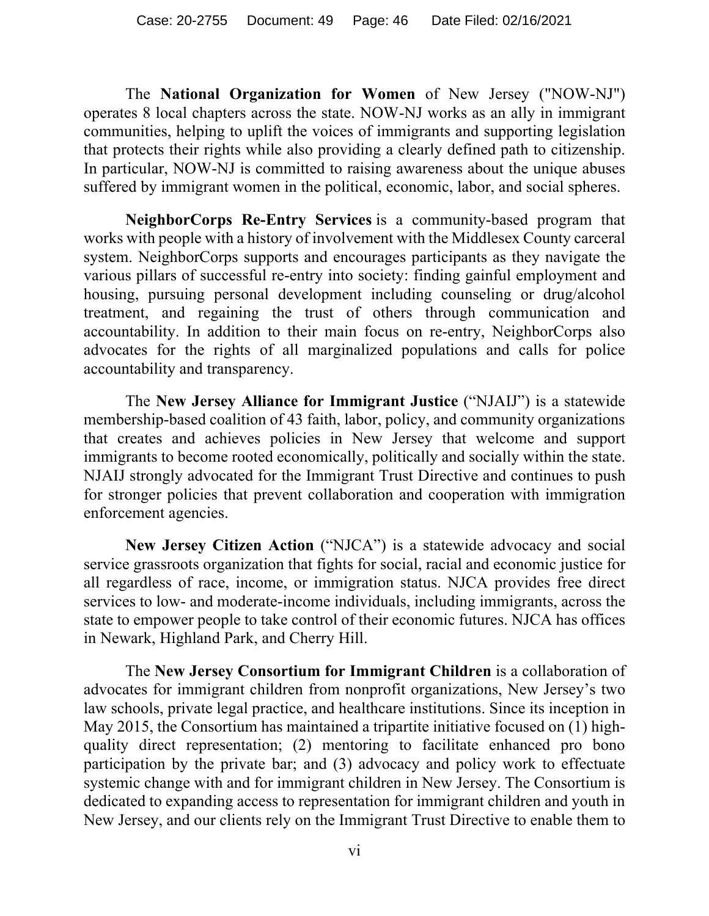The **National Organization for Women** of New Jersey ("NOW-NJ") operates 8 local chapters across the state. NOW-NJ works as an ally in immigrant communities, helping to uplift the voices of immigrants and supporting legislation that protects their rights while also providing a clearly defined path to citizenship. In particular, NOW-NJ is committed to raising awareness about the unique abuses suffered by immigrant women in the political, economic, labor, and social spheres.

**NeighborCorps Re-Entry Services** is a community-based program that works with people with a history of involvement with the Middlesex County carceral system. NeighborCorps supports and encourages participants as they navigate the various pillars of successful re-entry into society: finding gainful employment and housing, pursuing personal development including counseling or drug/alcohol treatment, and regaining the trust of others through communication and accountability. In addition to their main focus on re-entry, NeighborCorps also advocates for the rights of all marginalized populations and calls for police accountability and transparency.

The **New Jersey Alliance for Immigrant Justice** ("NJAIJ") is a statewide membership-based coalition of 43 faith, labor, policy, and community organizations that creates and achieves policies in New Jersey that welcome and support immigrants to become rooted economically, politically and socially within the state. NJAIJ strongly advocated for the Immigrant Trust Directive and continues to push for stronger policies that prevent collaboration and cooperation with immigration enforcement agencies.

**New Jersey Citizen Action** ("NJCA") is a statewide advocacy and social service grassroots organization that fights for social, racial and economic justice for all regardless of race, income, or immigration status. NJCA provides free direct services to low- and moderate-income individuals, including immigrants, across the state to empower people to take control of their economic futures. NJCA has offices in Newark, Highland Park, and Cherry Hill.

The **New Jersey Consortium for Immigrant Children** is a collaboration of advocates for immigrant children from nonprofit organizations, New Jersey's two law schools, private legal practice, and healthcare institutions. Since its inception in May 2015, the Consortium has maintained a tripartite initiative focused on (1) high-quality direct representation; (2) mentoring to facilitate enhanced pro bono participation by the private bar; and (3) advocacy and policy work to effectuate systemic change with and for immigrant children in New Jersey. The Consortium is dedicated to expanding access to representation for immigrant children and youth in New Jersey, and our clients rely on the Immigrant Trust Directive to enable them to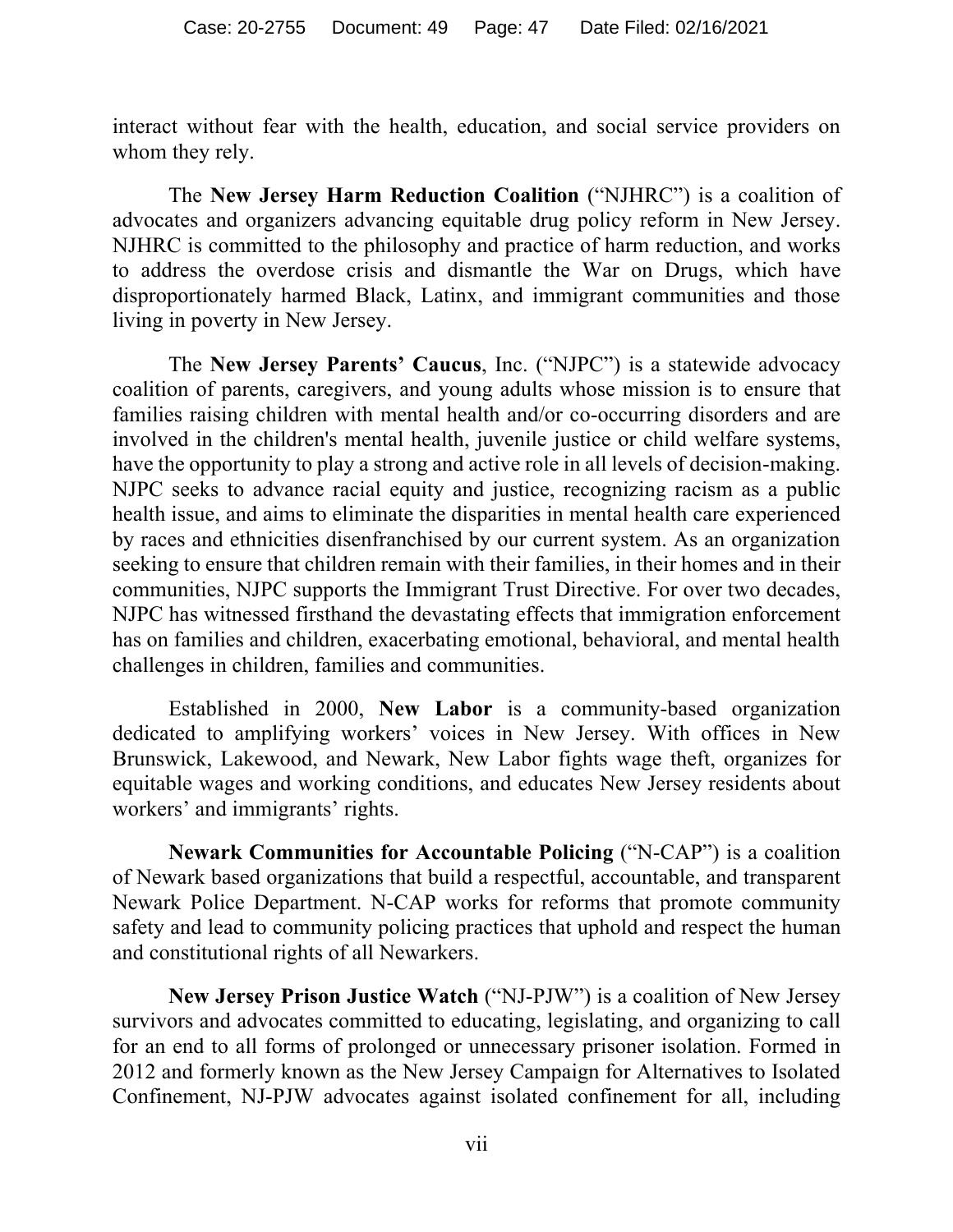interact without fear with the health, education, and social service providers on whom they rely.

The **New Jersey Harm Reduction Coalition** ("NJHRC") is a coalition of advocates and organizers advancing equitable drug policy reform in New Jersey. NJHRC is committed to the philosophy and practice of harm reduction, and works to address the overdose crisis and dismantle the War on Drugs, which have disproportionately harmed Black, Latinx, and immigrant communities and those living in poverty in New Jersey.

The **New Jersey Parents' Caucus**, Inc. ("NJPC") is a statewide advocacy coalition of parents, caregivers, and young adults whose mission is to ensure that families raising children with mental health and/or co-occurring disorders and are involved in the children's mental health, juvenile justice or child welfare systems, have the opportunity to play a strong and active role in all levels of decision-making. NJPC seeks to advance racial equity and justice, recognizing racism as a public health issue, and aims to eliminate the disparities in mental health care experienced by races and ethnicities disenfranchised by our current system. As an organization seeking to ensure that children remain with their families, in their homes and in their communities, NJPC supports the Immigrant Trust Directive. For over two decades, NJPC has witnessed firsthand the devastating effects that immigration enforcement has on families and children, exacerbating emotional, behavioral, and mental health challenges in children, families and communities.

Established in 2000, **New Labor** is a community-based organization dedicated to amplifying workers' voices in New Jersey. With offices in New Brunswick, Lakewood, and Newark, New Labor fights wage theft, organizes for equitable wages and working conditions, and educates New Jersey residents about workers' and immigrants' rights.

**Newark Communities for Accountable Policing** ("N-CAP") is a coalition of Newark based organizations that build a respectful, accountable, and transparent Newark Police Department. N-CAP works for reforms that promote community safety and lead to community policing practices that uphold and respect the human and constitutional rights of all Newarkers.

**New Jersey Prison Justice Watch** ("NJ-PJW") is a coalition of New Jersey survivors and advocates committed to educating, legislating, and organizing to call for an end to all forms of prolonged or unnecessary prisoner isolation. Formed in 2012 and formerly known as the New Jersey Campaign for Alternatives to Isolated Confinement, NJ-PJW advocates against isolated confinement for all, including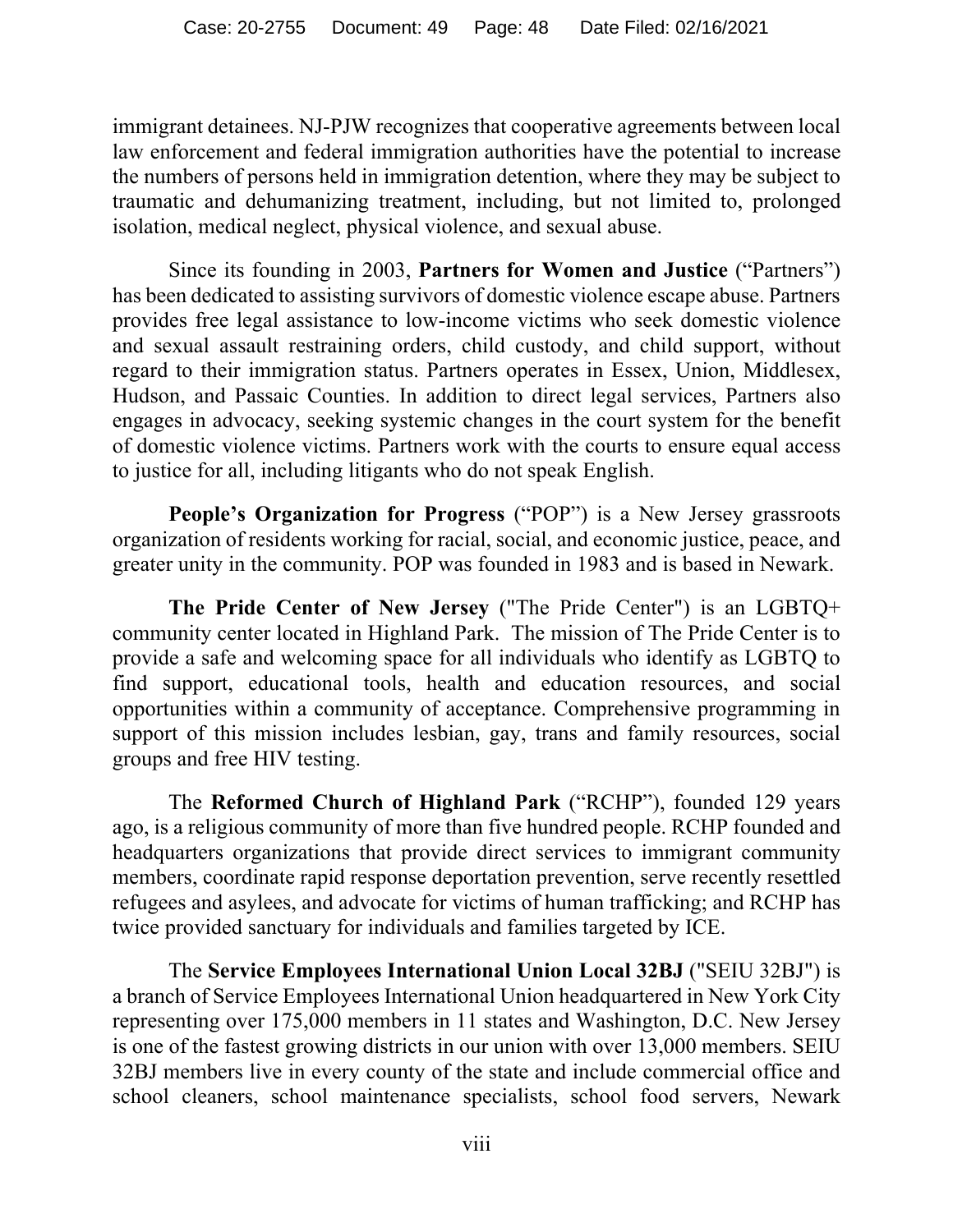immigrant detainees. NJ-PJW recognizes that cooperative agreements between local law enforcement and federal immigration authorities have the potential to increase the numbers of persons held in immigration detention, where they may be subject to traumatic and dehumanizing treatment, including, but not limited to, prolonged isolation, medical neglect, physical violence, and sexual abuse.

Since its founding in 2003, **Partners for Women and Justice** ("Partners") has been dedicated to assisting survivors of domestic violence escape abuse. Partners provides free legal assistance to low-income victims who seek domestic violence and sexual assault restraining orders, child custody, and child support, without regard to their immigration status. Partners operates in Essex, Union, Middlesex, Hudson, and Passaic Counties. In addition to direct legal services, Partners also engages in advocacy, seeking systemic changes in the court system for the benefit of domestic violence victims. Partners work with the courts to ensure equal access to justice for all, including litigants who do not speak English.

**People's Organization for Progress** ("POP") is a New Jersey grassroots organization of residents working for racial, social, and economic justice, peace, and greater unity in the community. POP was founded in 1983 and is based in Newark.

**The Pride Center of New Jersey** ("The Pride Center") is an LGBTQ+ community center located in Highland Park. The mission of The Pride Center is to provide a safe and welcoming space for all individuals who identify as LGBTQ to find support, educational tools, health and education resources, and social opportunities within a community of acceptance. Comprehensive programming in support of this mission includes lesbian, gay, trans and family resources, social groups and free HIV testing.

The **Reformed Church of Highland Park** ("RCHP"), founded 129 years ago, is a religious community of more than five hundred people. RCHP founded and headquarters organizations that provide direct services to immigrant community members, coordinate rapid response deportation prevention, serve recently resettled refugees and asylees, and advocate for victims of human trafficking; and RCHP has twice provided sanctuary for individuals and families targeted by ICE.

The **Service Employees International Union Local 32BJ** ("SEIU 32BJ") is a branch of Service Employees International Union headquartered in New York City representing over 175,000 members in 11 states and Washington, D.C. New Jersey is one of the fastest growing districts in our union with over 13,000 members. SEIU 32BJ members live in every county of the state and include commercial office and school cleaners, school maintenance specialists, school food servers, Newark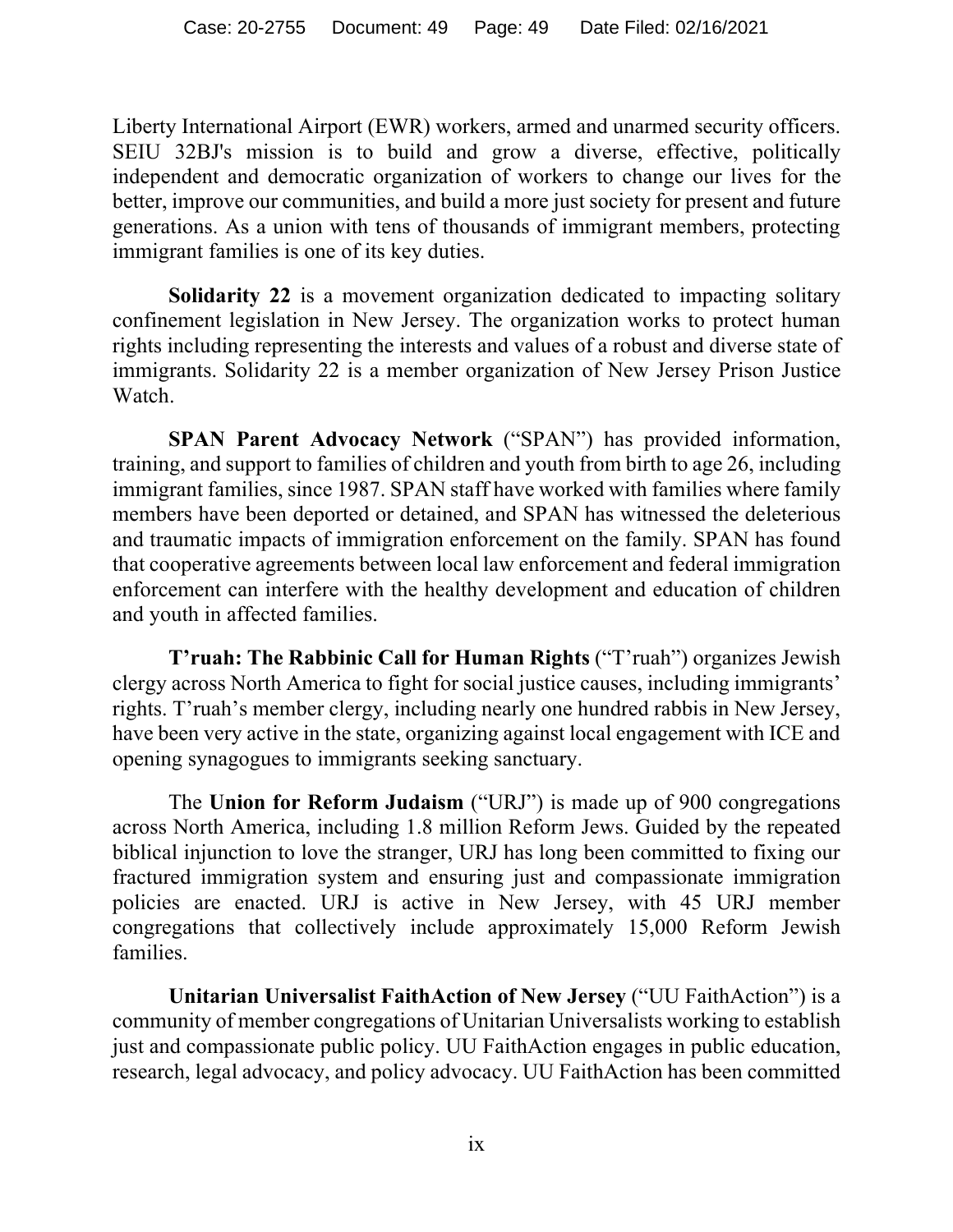Liberty International Airport (EWR) workers, armed and unarmed security officers. SEIU 32BJ's mission is to build and grow a diverse, effective, politically independent and democratic organization of workers to change our lives for the better, improve our communities, and build a more just society for present and future generations. As a union with tens of thousands of immigrant members, protecting immigrant families is one of its key duties.

**Solidarity 22** is a movement organization dedicated to impacting solitary confinement legislation in New Jersey. The organization works to protect human rights including representing the interests and values of a robust and diverse state of immigrants. Solidarity 22 is a member organization of New Jersey Prison Justice Watch.

**SPAN Parent Advocacy Network** ("SPAN") has provided information, training, and support to families of children and youth from birth to age 26, including immigrant families, since 1987. SPAN staff have worked with families where family members have been deported or detained, and SPAN has witnessed the deleterious and traumatic impacts of immigration enforcement on the family. SPAN has found that cooperative agreements between local law enforcement and federal immigration enforcement can interfere with the healthy development and education of children and youth in affected families.

**T'ruah: The Rabbinic Call for Human Rights** ("T'ruah") organizes Jewish clergy across North America to fight for social justice causes, including immigrants' rights. T'ruah's member clergy, including nearly one hundred rabbis in New Jersey, have been very active in the state, organizing against local engagement with ICE and opening synagogues to immigrants seeking sanctuary.

The **Union for Reform Judaism** ("URJ") is made up of 900 congregations across North America, including 1.8 million Reform Jews. Guided by the repeated biblical injunction to love the stranger, URJ has long been committed to fixing our fractured immigration system and ensuring just and compassionate immigration policies are enacted. URJ is active in New Jersey, with 45 URJ member congregations that collectively include approximately 15,000 Reform Jewish families.

**Unitarian Universalist FaithAction of New Jersey** ("UU FaithAction") is a community of member congregations of Unitarian Universalists working to establish just and compassionate public policy. UU FaithAction engages in public education, research, legal advocacy, and policy advocacy. UU FaithAction has been committed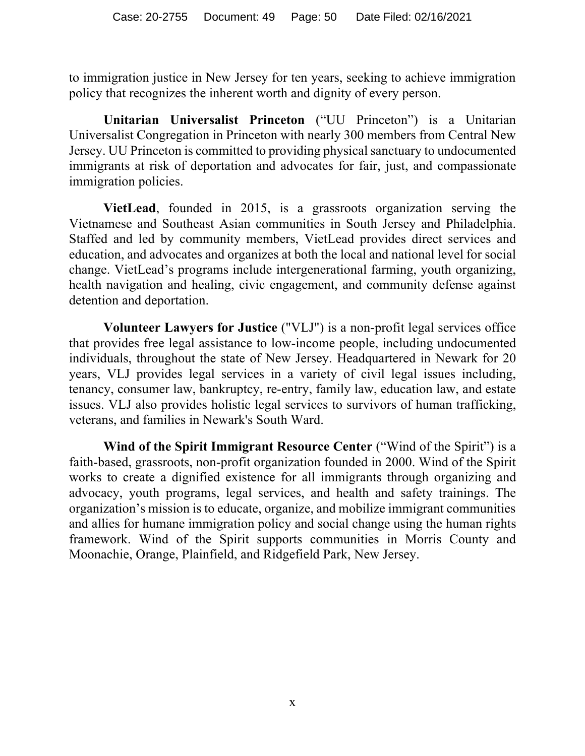to immigration justice in New Jersey for ten years, seeking to achieve immigration policy that recognizes the inherent worth and dignity of every person.

**Unitarian Universalist Princeton** ("UU Princeton") is a Unitarian Universalist Congregation in Princeton with nearly 300 members from Central New Jersey. UU Princeton is committed to providing physical sanctuary to undocumented immigrants at risk of deportation and advocates for fair, just, and compassionate immigration policies.

**VietLead**, founded in 2015, is a grassroots organization serving the Vietnamese and Southeast Asian communities in South Jersey and Philadelphia. Staffed and led by community members, VietLead provides direct services and education, and advocates and organizes at both the local and national level for social change. VietLead's programs include intergenerational farming, youth organizing, health navigation and healing, civic engagement, and community defense against detention and deportation.

**Volunteer Lawyers for Justice** ("VLJ") is a non-profit legal services office that provides free legal assistance to low-income people, including undocumented individuals, throughout the state of New Jersey. Headquartered in Newark for 20 years, VLJ provides legal services in a variety of civil legal issues including, tenancy, consumer law, bankruptcy, re-entry, family law, education law, and estate issues. VLJ also provides holistic legal services to survivors of human trafficking, veterans, and families in Newark's South Ward.

**Wind of the Spirit Immigrant Resource Center** ("Wind of the Spirit") is a faith-based, grassroots, non-profit organization founded in 2000. Wind of the Spirit works to create a dignified existence for all immigrants through organizing and advocacy, youth programs, legal services, and health and safety trainings. The organization's mission is to educate, organize, and mobilize immigrant communities and allies for humane immigration policy and social change using the human rights framework. Wind of the Spirit supports communities in Morris County and Moonachie, Orange, Plainfield, and Ridgefield Park, New Jersey.